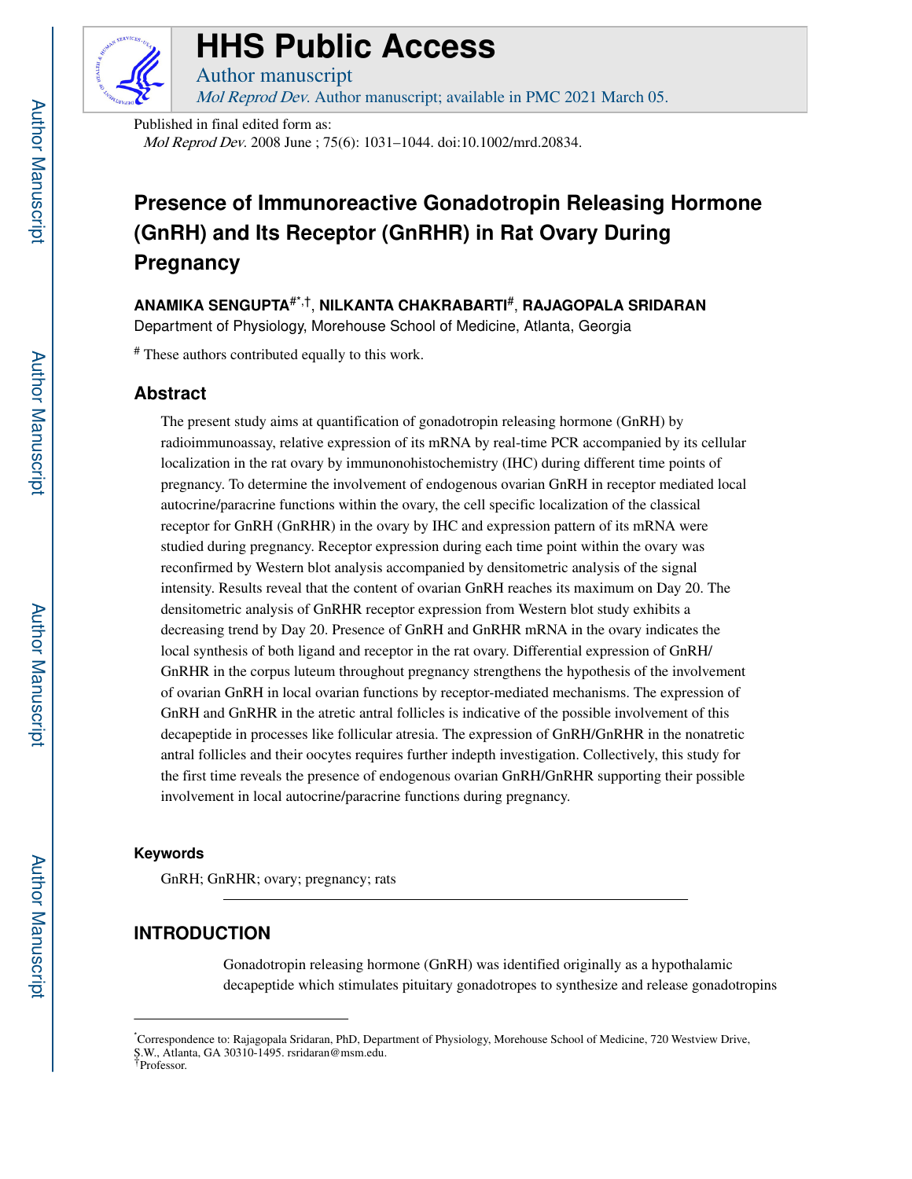# HHS Public Access

Author manuscript

*Mol Reprod Dev.* Author manuscript; available in PMC 2021 March 05.

Published in final edited form as:

*Mol Reprod Dev.* 2008 June ; 75(6): 1031–1044. doi:10.1002/mrd.20834.

# Presence of Immunoreactive Gonadotropin Releasing Hormone (GnRH) and Its Receptor (GnRHR) in Rat Ovary During Pregnancy

**ANAMIKA SENGUPTA**[#,*,†], **NILKANTA CHAKRABARTI**[#], **RAJAGOPALA SRIDARAN**

Department of Physiology, Morehouse School of Medicine, Atlanta, Georgia

[#] These authors contributed equally to this work.

## Abstract

The present study aims at quantification of gonadotropin releasing hormone (GnRH) by radioimmunoassay, relative expression of its mRNA by real-time PCR accompanied by its cellular localization in the rat ovary by immunonohistochemistry (IHC) during different time points of pregnancy. To determine the involvement of endogenous ovarian GnRH in receptor mediated local autocrine/paracrine functions within the ovary, the cell specific localization of the classical receptor for GnRH (GnRHR) in the ovary by IHC and expression pattern of its mRNA were studied during pregnancy. Receptor expression during each time point within the ovary was reconfirmed by Western blot analysis accompanied by densitometric analysis of the signal intensity. Results reveal that the content of ovarian GnRH reaches its maximum on Day 20. The densitometric analysis of GnRHR receptor expression from Western blot study exhibits a decreasing trend by Day 20. Presence of GnRH and GnRHR mRNA in the ovary indicates the local synthesis of both ligand and receptor in the rat ovary. Differential expression of GnRH/GnRHR in the corpus luteum throughout pregnancy strengthens the hypothesis of the involvement of ovarian GnRH in local ovarian functions by receptor-mediated mechanisms. The expression of GnRH and GnRHR in the atretic antral follicles is indicative of the possible involvement of this decapeptide in processes like follicular atresia. The expression of GnRH/GnRHR in the nonatretic antral follicles and their oocytes requires further indepth investigation. Collectively, this study for the first time reveals the presence of endogenous ovarian GnRH/GnRHR supporting their possible involvement in local autocrine/paracrine functions during pregnancy.

### Keywords

GnRH; GnRHR; ovary; pregnancy; rats

## INTRODUCTION

Gonadotropin releasing hormone (GnRH) was identified originally as a hypothalamic decapeptide which stimulates pituitary gonadotropes to synthesize and release gonadotropins

---

[*]Correspondence to: Rajagopala Sridaran, PhD, Department of Physiology, Morehouse School of Medicine, 720 Westview Drive, S.W., Atlanta, GA 30310-1495. rsridaran@msm.edu.

[†]Professor.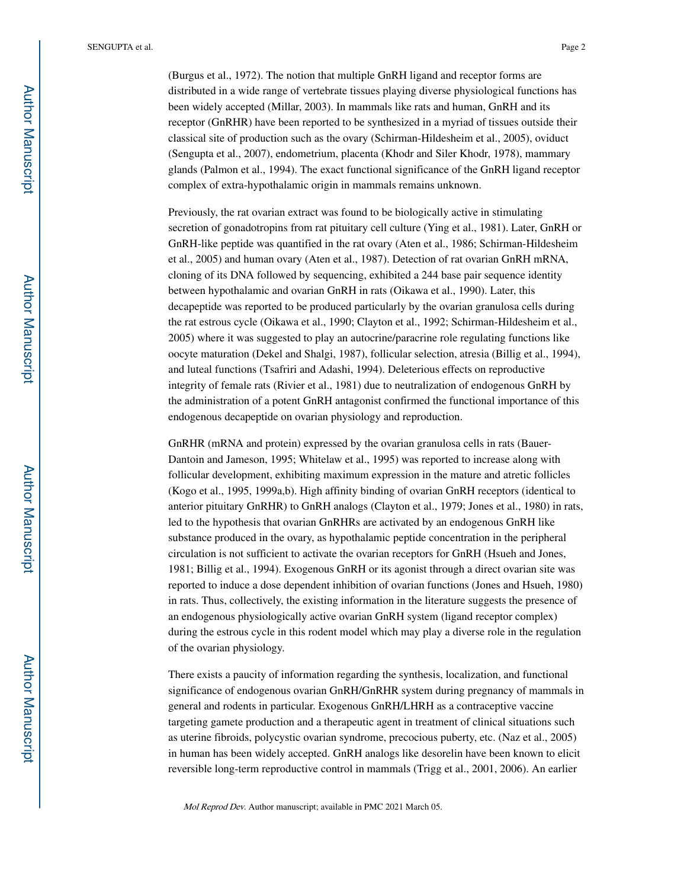(Burgus et al., 1972). The notion that multiple GnRH ligand and receptor forms are distributed in a wide range of vertebrate tissues playing diverse physiological functions has been widely accepted (Millar, 2003). In mammals like rats and human, GnRH and its receptor (GnRHR) have been reported to be synthesized in a myriad of tissues outside their classical site of production such as the ovary (Schirman-Hildesheim et al., 2005), oviduct (Sengupta et al., 2007), endometrium, placenta (Khodr and Siler Khodr, 1978), mammary glands (Palmon et al., 1994). The exact functional significance of the GnRH ligand receptor complex of extra-hypothalamic origin in mammals remains unknown.

Previously, the rat ovarian extract was found to be biologically active in stimulating secretion of gonadotropins from rat pituitary cell culture (Ying et al., 1981). Later, GnRH or GnRH-like peptide was quantified in the rat ovary (Aten et al., 1986; Schirman-Hildesheim et al., 2005) and human ovary (Aten et al., 1987). Detection of rat ovarian GnRH mRNA, cloning of its DNA followed by sequencing, exhibited a 244 base pair sequence identity between hypothalamic and ovarian GnRH in rats (Oikawa et al., 1990). Later, this decapeptide was reported to be produced particularly by the ovarian granulosa cells during the rat estrous cycle (Oikawa et al., 1990; Clayton et al., 1992; Schirman-Hildesheim et al., 2005) where it was suggested to play an autocrine/paracrine role regulating functions like oocyte maturation (Dekel and Shalgi, 1987), follicular selection, atresia (Billig et al., 1994), and luteal functions (Tsafriri and Adashi, 1994). Deleterious effects on reproductive integrity of female rats (Rivier et al., 1981) due to neutralization of endogenous GnRH by the administration of a potent GnRH antagonist confirmed the functional importance of this endogenous decapeptide on ovarian physiology and reproduction.

GnRHR (mRNA and protein) expressed by the ovarian granulosa cells in rats (Bauer-Dantoin and Jameson, 1995; Whitelaw et al., 1995) was reported to increase along with follicular development, exhibiting maximum expression in the mature and atretic follicles (Kogo et al., 1995, 1999a,b). High affinity binding of ovarian GnRH receptors (identical to anterior pituitary GnRHR) to GnRH analogs (Clayton et al., 1979; Jones et al., 1980) in rats, led to the hypothesis that ovarian GnRHRs are activated by an endogenous GnRH like substance produced in the ovary, as hypothalamic peptide concentration in the peripheral circulation is not sufficient to activate the ovarian receptors for GnRH (Hsueh and Jones, 1981; Billig et al., 1994). Exogenous GnRH or its agonist through a direct ovarian site was reported to induce a dose dependent inhibition of ovarian functions (Jones and Hsueh, 1980) in rats. Thus, collectively, the existing information in the literature suggests the presence of an endogenous physiologically active ovarian GnRH system (ligand receptor complex) during the estrous cycle in this rodent model which may play a diverse role in the regulation of the ovarian physiology.

There exists a paucity of information regarding the synthesis, localization, and functional significance of endogenous ovarian GnRH/GnRHR system during pregnancy of mammals in general and rodents in particular. Exogenous GnRH/LHRH as a contraceptive vaccine targeting gamete production and a therapeutic agent in treatment of clinical situations such as uterine fibroids, polycystic ovarian syndrome, precocious puberty, etc. (Naz et al., 2005) in human has been widely accepted. GnRH analogs like desorelin have been known to elicit reversible long-term reproductive control in mammals (Trigg et al., 2001, 2006). An earlier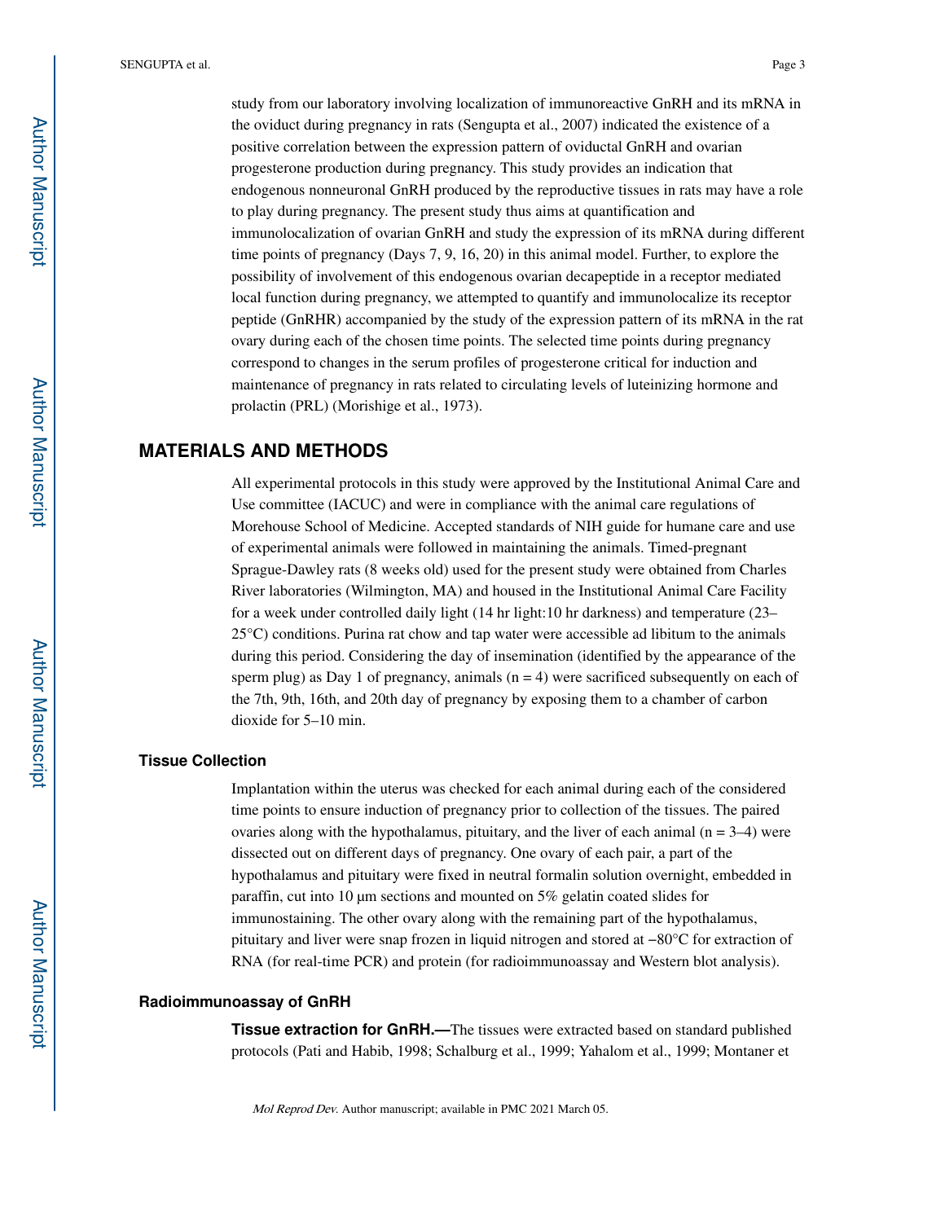study from our laboratory involving localization of immunoreactive GnRH and its mRNA in the oviduct during pregnancy in rats (Sengupta et al., 2007) indicated the existence of a positive correlation between the expression pattern of oviductal GnRH and ovarian progesterone production during pregnancy. This study provides an indication that endogenous nonneuronal GnRH produced by the reproductive tissues in rats may have a role to play during pregnancy. The present study thus aims at quantification and immunolocalization of ovarian GnRH and study the expression of its mRNA during different time points of pregnancy (Days 7, 9, 16, 20) in this animal model. Further, to explore the possibility of involvement of this endogenous ovarian decapeptide in a receptor mediated local function during pregnancy, we attempted to quantify and immunolocalize its receptor peptide (GnRHR) accompanied by the study of the expression pattern of its mRNA in the rat ovary during each of the chosen time points. The selected time points during pregnancy correspond to changes in the serum profiles of progesterone critical for induction and maintenance of pregnancy in rats related to circulating levels of luteinizing hormone and prolactin (PRL) (Morishige et al., 1973).

## MATERIALS AND METHODS

All experimental protocols in this study were approved by the Institutional Animal Care and Use committee (IACUC) and were in compliance with the animal care regulations of Morehouse School of Medicine. Accepted standards of NIH guide for humane care and use of experimental animals were followed in maintaining the animals. Timed-pregnant Sprague-Dawley rats (8 weeks old) used for the present study were obtained from Charles River laboratories (Wilmington, MA) and housed in the Institutional Animal Care Facility for a week under controlled daily light (14 hr light:10 hr darkness) and temperature (23–25°C) conditions. Purina rat chow and tap water were accessible ad libitum to the animals during this period. Considering the day of insemination (identified by the appearance of the sperm plug) as Day 1 of pregnancy, animals ($n = 4$) were sacrificed subsequently on each of the 7th, 9th, 16th, and 20th day of pregnancy by exposing them to a chamber of carbon dioxide for 5–10 min.

### Tissue Collection

Implantation within the uterus was checked for each animal during each of the considered time points to ensure induction of pregnancy prior to collection of the tissues. The paired ovaries along with the hypothalamus, pituitary, and the liver of each animal ($n = 3–4$) were dissected out on different days of pregnancy. One ovary of each pair, a part of the hypothalamus and pituitary were fixed in neutral formalin solution overnight, embedded in paraffin, cut into 10 μm sections and mounted on 5% gelatin coated slides for immunostaining. The other ovary along with the remaining part of the hypothalamus, pituitary and liver were snap frozen in liquid nitrogen and stored at −80°C for extraction of RNA (for real-time PCR) and protein (for radioimmunoassay and Western blot analysis).

### Radioimmunoassay of GnRH

**Tissue extraction for GnRH.—**The tissues were extracted based on standard published protocols (Pati and Habib, 1998; Schalburg et al., 1999; Yahalom et al., 1999; Montaner et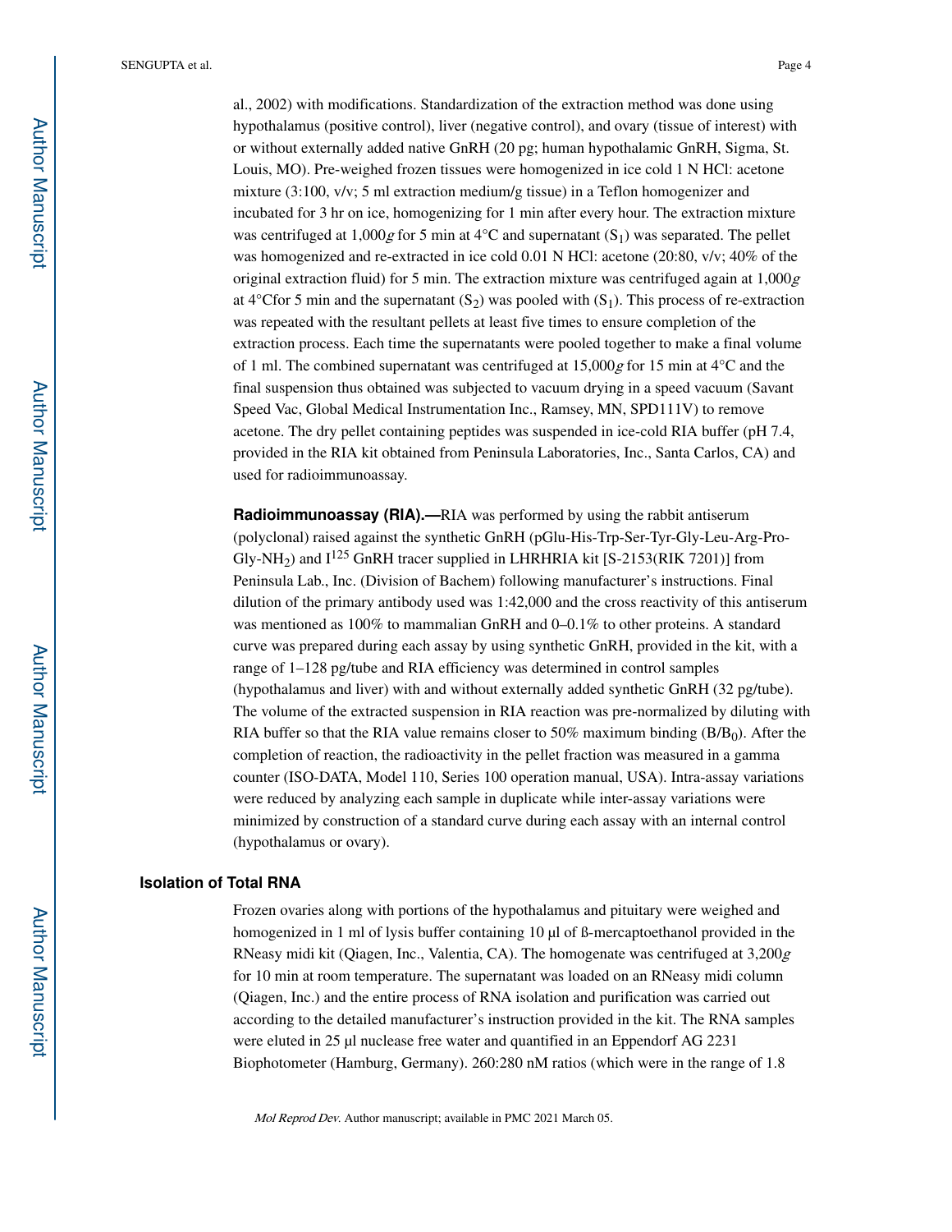al., 2002) with modifications. Standardization of the extraction method was done using hypothalamus (positive control), liver (negative control), and ovary (tissue of interest) with or without externally added native GnRH (20 pg; human hypothalamic GnRH, Sigma, St. Louis, MO). Pre-weighed frozen tissues were homogenized in ice cold 1 N HCl: acetone mixture (3:100, v/v; 5 ml extraction medium/g tissue) in a Teflon homogenizer and incubated for 3 hr on ice, homogenizing for 1 min after every hour. The extraction mixture was centrifuged at 1,000*g* for 5 min at 4°C and supernatant ($S_1$) was separated. The pellet was homogenized and re-extracted in ice cold 0.01 N HCl: acetone (20:80, v/v; 40% of the original extraction fluid) for 5 min. The extraction mixture was centrifuged again at 1,000*g* at 4°Cfor 5 min and the supernatant ($S_2$) was pooled with ($S_1$). This process of re-extraction was repeated with the resultant pellets at least five times to ensure completion of the extraction process. Each time the supernatants were pooled together to make a final volume of 1 ml. The combined supernatant was centrifuged at 15,000*g* for 15 min at 4°C and the final suspension thus obtained was subjected to vacuum drying in a speed vacuum (Savant Speed Vac, Global Medical Instrumentation Inc., Ramsey, MN, SPD111V) to remove acetone. The dry pellet containing peptides was suspended in ice-cold RIA buffer (pH 7.4, provided in the RIA kit obtained from Peninsula Laboratories, Inc., Santa Carlos, CA) and used for radioimmunoassay.

**Radioimmunoassay (RIA).—**RIA was performed by using the rabbit antiserum (polyclonal) raised against the synthetic GnRH (pGlu-His-Trp-Ser-Tyr-Gly-Leu-Arg-Pro-Gly-$NH_2$) and $I^{125}$ GnRH tracer supplied in LHRHRIA kit [S-2153(RIK 7201)] from Peninsula Lab., Inc. (Division of Bachem) following manufacturer's instructions. Final dilution of the primary antibody used was 1:42,000 and the cross reactivity of this antiserum was mentioned as 100% to mammalian GnRH and 0–0.1% to other proteins. A standard curve was prepared during each assay by using synthetic GnRH, provided in the kit, with a range of 1–128 pg/tube and RIA efficiency was determined in control samples (hypothalamus and liver) with and without externally added synthetic GnRH (32 pg/tube). The volume of the extracted suspension in RIA reaction was pre-normalized by diluting with RIA buffer so that the RIA value remains closer to 50% maximum binding ($B/B_0$). After the completion of reaction, the radioactivity in the pellet fraction was measured in a gamma counter (ISO-DATA, Model 110, Series 100 operation manual, USA). Intra-assay variations were reduced by analyzing each sample in duplicate while inter-assay variations were minimized by construction of a standard curve during each assay with an internal control (hypothalamus or ovary).

### Isolation of Total RNA

Frozen ovaries along with portions of the hypothalamus and pituitary were weighed and homogenized in 1 ml of lysis buffer containing 10 μl of ß-mercaptoethanol provided in the RNeasy midi kit (Qiagen, Inc., Valentia, CA). The homogenate was centrifuged at 3,200*g* for 10 min at room temperature. The supernatant was loaded on an RNeasy midi column (Qiagen, Inc.) and the entire process of RNA isolation and purification was carried out according to the detailed manufacturer's instruction provided in the kit. The RNA samples were eluted in 25 μl nuclease free water and quantified in an Eppendorf AG 2231 Biophotometer (Hamburg, Germany). 260:280 nM ratios (which were in the range of 1.8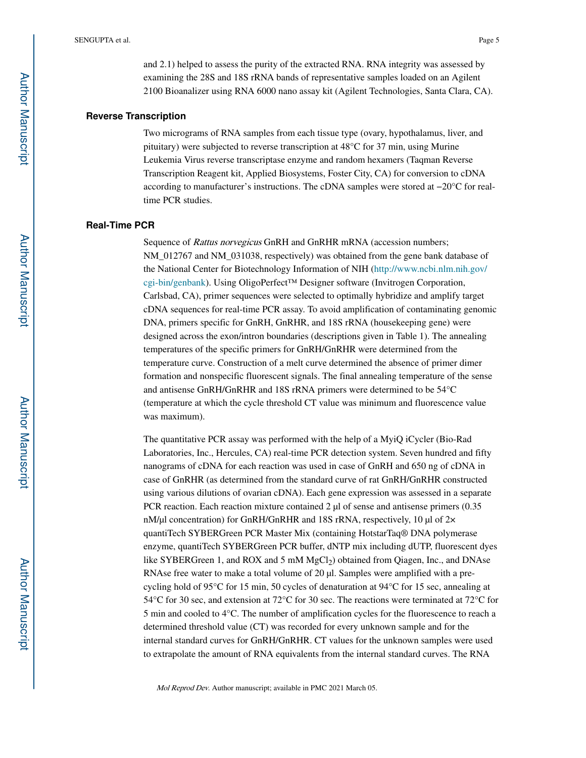and 2.1) helped to assess the purity of the extracted RNA. RNA integrity was assessed by examining the 28S and 18S rRNA bands of representative samples loaded on an Agilent 2100 Bioanalizer using RNA 6000 nano assay kit (Agilent Technologies, Santa Clara, CA).

## Reverse Transcription

Two micrograms of RNA samples from each tissue type (ovary, hypothalamus, liver, and pituitary) were subjected to reverse transcription at 48°C for 37 min, using Murine Leukemia Virus reverse transcriptase enzyme and random hexamers (Taqman Reverse Transcription Reagent kit, Applied Biosystems, Foster City, CA) for conversion to cDNA according to manufacturer's instructions. The cDNA samples were stored at −20°C for real-time PCR studies.

## Real-Time PCR

Sequence of *Rattus norvegicus* GnRH and GnRHR mRNA (accession numbers; NM_012767 and NM_031038, respectively) was obtained from the gene bank database of the National Center for Biotechnology Information of NIH (http://www.ncbi.nlm.nih.gov/cgi-bin/genbank). Using OligoPerfect™ Designer software (Invitrogen Corporation, Carlsbad, CA), primer sequences were selected to optimally hybridize and amplify target cDNA sequences for real-time PCR assay. To avoid amplification of contaminating genomic DNA, primers specific for GnRH, GnRHR, and 18S rRNA (housekeeping gene) were designed across the exon/intron boundaries (descriptions given in Table 1). The annealing temperatures of the specific primers for GnRH/GnRHR were determined from the temperature curve. Construction of a melt curve determined the absence of primer dimer formation and nonspecific fluorescent signals. The final annealing temperature of the sense and antisense GnRH/GnRHR and 18S rRNA primers were determined to be 54°C (temperature at which the cycle threshold CT value was minimum and fluorescence value was maximum).

The quantitative PCR assay was performed with the help of a MyiQ iCycler (Bio-Rad Laboratories, Inc., Hercules, CA) real-time PCR detection system. Seven hundred and fifty nanograms of cDNA for each reaction was used in case of GnRH and 650 ng of cDNA in case of GnRHR (as determined from the standard curve of rat GnRH/GnRHR constructed using various dilutions of ovarian cDNA). Each gene expression was assessed in a separate PCR reaction. Each reaction mixture contained 2 μl of sense and antisense primers (0.35 nM/μl concentration) for GnRH/GnRHR and 18S rRNA, respectively, 10 μl of 2× quantiTech SYBERGreen PCR Master Mix (containing HotstarTaq® DNA polymerase enzyme, quantiTech SYBERGreen PCR buffer, dNTP mix including dUTP, fluorescent dyes like SYBERGreen 1, and ROX and 5 mM $MgCl_2$) obtained from Qiagen, Inc., and DNAse RNAse free water to make a total volume of 20 μl. Samples were amplified with a pre-cycling hold of 95°C for 15 min, 50 cycles of denaturation at 94°C for 15 sec, annealing at 54°C for 30 sec, and extension at 72°C for 30 sec. The reactions were terminated at 72°C for 5 min and cooled to 4°C. The number of amplification cycles for the fluorescence to reach a determined threshold value (CT) was recorded for every unknown sample and for the internal standard curves for GnRH/GnRHR. CT values for the unknown samples were used to extrapolate the amount of RNA equivalents from the internal standard curves. The RNA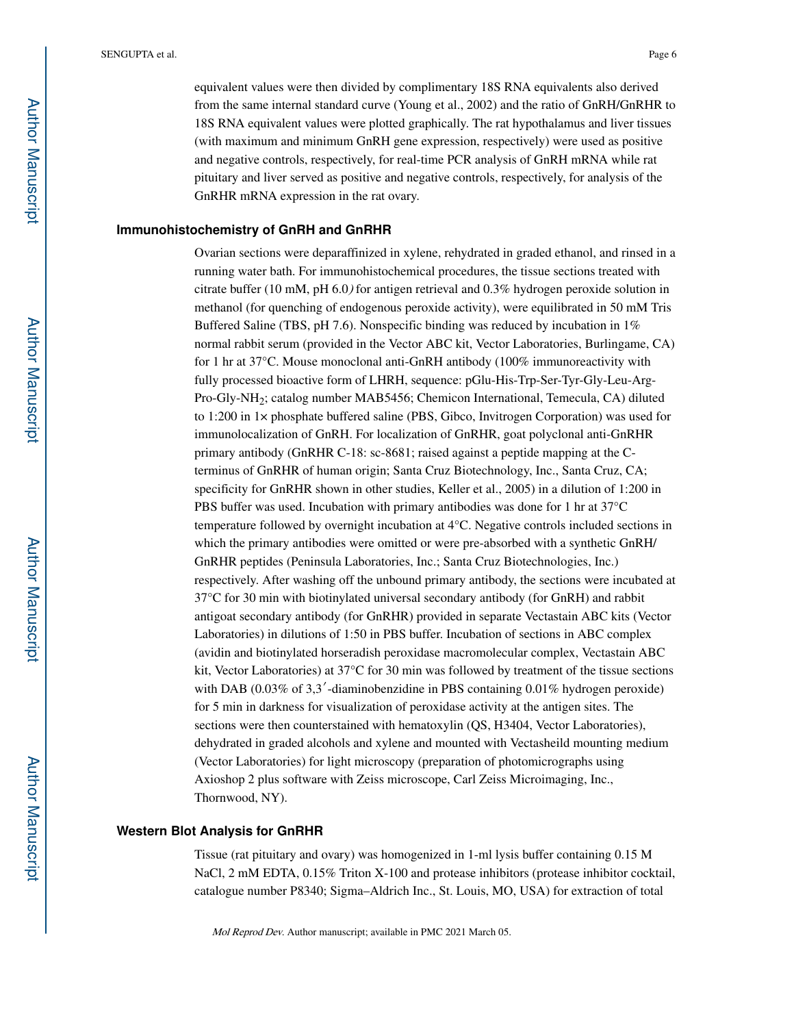equivalent values were then divided by complimentary 18S RNA equivalents also derived from the same internal standard curve (Young et al., 2002) and the ratio of GnRH/GnRHR to 18S RNA equivalent values were plotted graphically. The rat hypothalamus and liver tissues (with maximum and minimum GnRH gene expression, respectively) were used as positive and negative controls, respectively, for real-time PCR analysis of GnRH mRNA while rat pituitary and liver served as positive and negative controls, respectively, for analysis of the GnRHR mRNA expression in the rat ovary.

### Immunohistochemistry of GnRH and GnRHR

Ovarian sections were deparaffinized in xylene, rehydrated in graded ethanol, and rinsed in a running water bath. For immunohistochemical procedures, the tissue sections treated with citrate buffer (10 mM, pH 6.0*)* for antigen retrieval and 0.3% hydrogen peroxide solution in methanol (for quenching of endogenous peroxide activity), were equilibrated in 50 mM Tris Buffered Saline (TBS, pH 7.6). Nonspecific binding was reduced by incubation in 1% normal rabbit serum (provided in the Vector ABC kit, Vector Laboratories, Burlingame, CA) for 1 hr at 37°C. Mouse monoclonal anti-GnRH antibody (100% immunoreactivity with fully processed bioactive form of LHRH, sequence: pGlu-His-Trp-Ser-Tyr-Gly-Leu-Arg-Pro-Gly-$NH_2$; catalog number MAB5456; Chemicon International, Temecula, CA) diluted to 1:200 in 1× phosphate buffered saline (PBS, Gibco, Invitrogen Corporation) was used for immunolocalization of GnRH. For localization of GnRHR, goat polyclonal anti-GnRHR primary antibody (GnRHR C-18: sc-8681; raised against a peptide mapping at the C-terminus of GnRHR of human origin; Santa Cruz Biotechnology, Inc., Santa Cruz, CA; specificity for GnRHR shown in other studies, Keller et al., 2005) in a dilution of 1:200 in PBS buffer was used. Incubation with primary antibodies was done for 1 hr at 37°C temperature followed by overnight incubation at 4°C. Negative controls included sections in which the primary antibodies were omitted or were pre-absorbed with a synthetic GnRH/GnRHR peptides (Peninsula Laboratories, Inc.; Santa Cruz Biotechnologies, Inc.) respectively. After washing off the unbound primary antibody, the sections were incubated at 37°C for 30 min with biotinylated universal secondary antibody (for GnRH) and rabbit antigoat secondary antibody (for GnRHR) provided in separate Vectastain ABC kits (Vector Laboratories) in dilutions of 1:50 in PBS buffer. Incubation of sections in ABC complex (avidin and biotinylated horseradish peroxidase macromolecular complex, Vectastain ABC kit, Vector Laboratories) at 37°C for 30 min was followed by treatment of the tissue sections with DAB (0.03% of 3,3′-diaminobenzidine in PBS containing 0.01% hydrogen peroxide) for 5 min in darkness for visualization of peroxidase activity at the antigen sites. The sections were then counterstained with hematoxylin (QS, H3404, Vector Laboratories), dehydrated in graded alcohols and xylene and mounted with Vectasheild mounting medium (Vector Laboratories) for light microscopy (preparation of photomicrographs using Axioshop 2 plus software with Zeiss microscope, Carl Zeiss Microimaging, Inc., Thornwood, NY).

### Western Blot Analysis for GnRHR

Tissue (rat pituitary and ovary) was homogenized in 1-ml lysis buffer containing 0.15 M NaCl, 2 mM EDTA, 0.15% Triton X-100 and protease inhibitors (protease inhibitor cocktail, catalogue number P8340; Sigma–Aldrich Inc., St. Louis, MO, USA) for extraction of total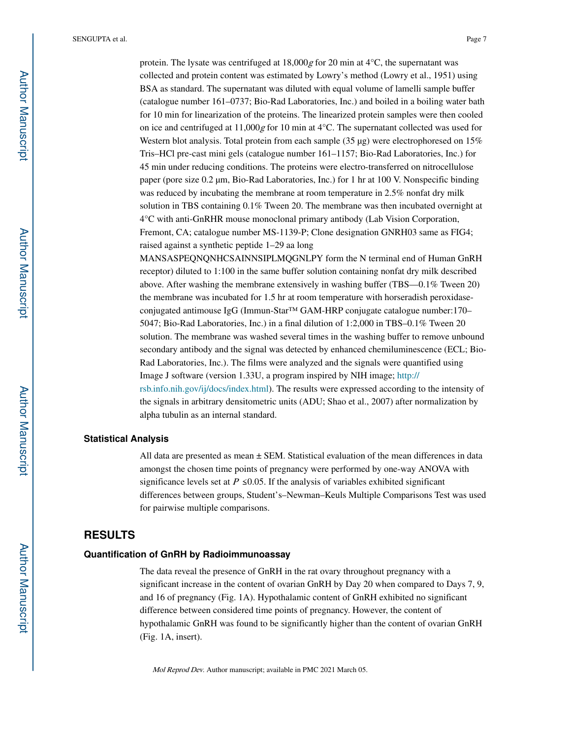protein. The lysate was centrifuged at 18,000*g* for 20 min at 4°C, the supernatant was collected and protein content was estimated by Lowry's method (Lowry et al., 1951) using BSA as standard. The supernatant was diluted with equal volume of lamelli sample buffer (catalogue number 161–0737; Bio-Rad Laboratories, Inc.) and boiled in a boiling water bath for 10 min for linearization of the proteins. The linearized protein samples were then cooled on ice and centrifuged at 11,000*g* for 10 min at 4°C. The supernatant collected was used for Western blot analysis. Total protein from each sample (35 μg) were electrophoresed on 15% Tris–HCl pre-cast mini gels (catalogue number 161–1157; Bio-Rad Laboratories, Inc.) for 45 min under reducing conditions. The proteins were electro-transferred on nitrocellulose paper (pore size 0.2 μm, Bio-Rad Laboratories, Inc.) for 1 hr at 100 V. Nonspecific binding was reduced by incubating the membrane at room temperature in 2.5% nonfat dry milk solution in TBS containing 0.1% Tween 20. The membrane was then incubated overnight at 4°C with anti-GnRHR mouse monoclonal primary antibody (Lab Vision Corporation, Fremont, CA; catalogue number MS-1139-P; Clone designation GNRH03 same as FIG4; raised against a synthetic peptide 1–29 aa long MANSASPEQNQNHCSAINNSIPLMQGNLPY form the N terminal end of Human GnRH receptor) diluted to 1:100 in the same buffer solution containing nonfat dry milk described above. After washing the membrane extensively in washing buffer (TBS—0.1% Tween 20) the membrane was incubated for 1.5 hr at room temperature with horseradish peroxidase-conjugated antimouse IgG (Immun-Star™ GAM-HRP conjugate catalogue number:170–5047; Bio-Rad Laboratories, Inc.) in a final dilution of 1:2,000 in TBS–0.1% Tween 20 solution. The membrane was washed several times in the washing buffer to remove unbound secondary antibody and the signal was detected by enhanced chemiluminescence (ECL; Bio-Rad Laboratories, Inc.). The films were analyzed and the signals were quantified using Image J software (version 1.33U, a program inspired by NIH image; http://rsb.info.nih.gov/ij/docs/index.html). The results were expressed according to the intensity of the signals in arbitrary densitometric units (ADU; Shao et al., 2007) after normalization by alpha tubulin as an internal standard.

### Statistical Analysis

All data are presented as mean ± SEM. Statistical evaluation of the mean differences in data amongst the chosen time points of pregnancy were performed by one-way ANOVA with significance levels set at $P \leq 0.05$. If the analysis of variables exhibited significant differences between groups, Student's–Newman–Keuls Multiple Comparisons Test was used for pairwise multiple comparisons.

## RESULTS

### Quantification of GnRH by Radioimmunoassay

The data reveal the presence of GnRH in the rat ovary throughout pregnancy with a significant increase in the content of ovarian GnRH by Day 20 when compared to Days 7, 9, and 16 of pregnancy (Fig. 1A). Hypothalamic content of GnRH exhibited no significant difference between considered time points of pregnancy. However, the content of hypothalamic GnRH was found to be significantly higher than the content of ovarian GnRH (Fig. 1A, insert).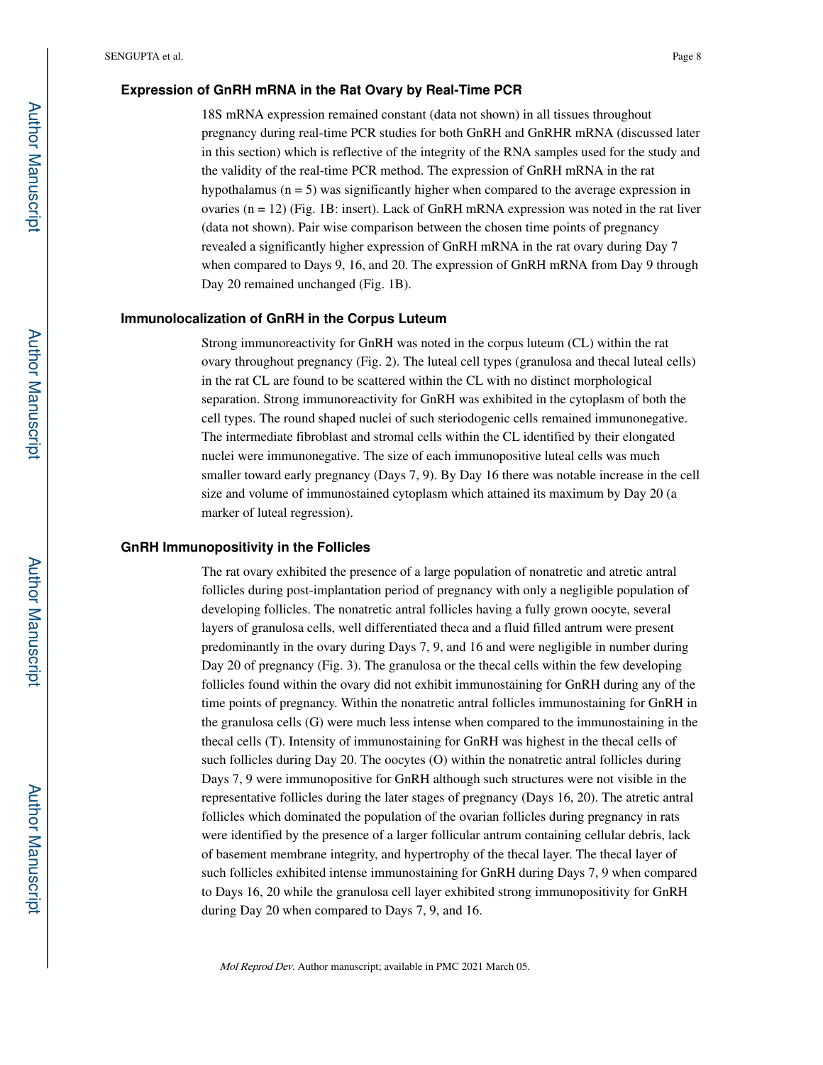### Expression of GnRH mRNA in the Rat Ovary by Real-Time PCR

18S mRNA expression remained constant (data not shown) in all tissues throughout pregnancy during real-time PCR studies for both GnRH and GnRHR mRNA (discussed later in this section) which is reflective of the integrity of the RNA samples used for the study and the validity of the real-time PCR method. The expression of GnRH mRNA in the rat hypothalamus ($n = 5$) was significantly higher when compared to the average expression in ovaries ($n = 12$) (Fig. 1B: insert). Lack of GnRH mRNA expression was noted in the rat liver (data not shown). Pair wise comparison between the chosen time points of pregnancy revealed a significantly higher expression of GnRH mRNA in the rat ovary during Day 7 when compared to Days 9, 16, and 20. The expression of GnRH mRNA from Day 9 through Day 20 remained unchanged (Fig. 1B).

### Immunolocalization of GnRH in the Corpus Luteum

Strong immunoreactivity for GnRH was noted in the corpus luteum (CL) within the rat ovary throughout pregnancy (Fig. 2). The luteal cell types (granulosa and thecal luteal cells) in the rat CL are found to be scattered within the CL with no distinct morphological separation. Strong immunoreactivity for GnRH was exhibited in the cytoplasm of both the cell types. The round shaped nuclei of such steriodogenic cells remained immunonegative. The intermediate fibroblast and stromal cells within the CL identified by their elongated nuclei were immunonegative. The size of each immunopositive luteal cells was much smaller toward early pregnancy (Days 7, 9). By Day 16 there was notable increase in the cell size and volume of immunostained cytoplasm which attained its maximum by Day 20 (a marker of luteal regression).

### GnRH Immunopositivity in the Follicles

The rat ovary exhibited the presence of a large population of nonatretic and atretic antral follicles during post-implantation period of pregnancy with only a negligible population of developing follicles. The nonatretic antral follicles having a fully grown oocyte, several layers of granulosa cells, well differentiated theca and a fluid filled antrum were present predominantly in the ovary during Days 7, 9, and 16 and were negligible in number during Day 20 of pregnancy (Fig. 3). The granulosa or the thecal cells within the few developing follicles found within the ovary did not exhibit immunostaining for GnRH during any of the time points of pregnancy. Within the nonatretic antral follicles immunostaining for GnRH in the granulosa cells (G) were much less intense when compared to the immunostaining in the thecal cells (T). Intensity of immunostaining for GnRH was highest in the thecal cells of such follicles during Day 20. The oocytes (O) within the nonatretic antral follicles during Days 7, 9 were immunopositive for GnRH although such structures were not visible in the representative follicles during the later stages of pregnancy (Days 16, 20). The atretic antral follicles which dominated the population of the ovarian follicles during pregnancy in rats were identified by the presence of a larger follicular antrum containing cellular debris, lack of basement membrane integrity, and hypertrophy of the thecal layer. The thecal layer of such follicles exhibited intense immunostaining for GnRH during Days 7, 9 when compared to Days 16, 20 while the granulosa cell layer exhibited strong immunopositivity for GnRH during Day 20 when compared to Days 7, 9, and 16.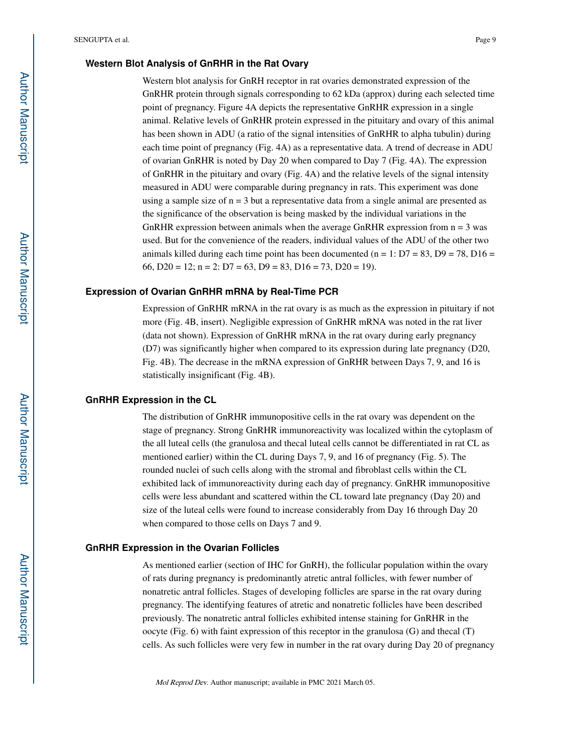### Western Blot Analysis of GnRHR in the Rat Ovary

Western blot analysis for GnRH receptor in rat ovaries demonstrated expression of the GnRHR protein through signals corresponding to 62 kDa (approx) during each selected time point of pregnancy. Figure 4A depicts the representative GnRHR expression in a single animal. Relative levels of GnRHR protein expressed in the pituitary and ovary of this animal has been shown in ADU (a ratio of the signal intensities of GnRHR to alpha tubulin) during each time point of pregnancy (Fig. 4A) as a representative data. A trend of decrease in ADU of ovarian GnRHR is noted by Day 20 when compared to Day 7 (Fig. 4A). The expression of GnRHR in the pituitary and ovary (Fig. 4A) and the relative levels of the signal intensity measured in ADU were comparable during pregnancy in rats. This experiment was done using a sample size of n = 3 but a representative data from a single animal are presented as the significance of the observation is being masked by the individual variations in the GnRHR expression between animals when the average GnRHR expression from n = 3 was used. But for the convenience of the readers, individual values of the ADU of the other two animals killed during each time point has been documented (n = 1: D7 = 83, D9 = 78, D16 = 66, D20 = 12; n = 2: D7 = 63, D9 = 83, D16 = 73, D20 = 19).

### Expression of Ovarian GnRHR mRNA by Real-Time PCR

Expression of GnRHR mRNA in the rat ovary is as much as the expression in pituitary if not more (Fig. 4B, insert). Negligible expression of GnRHR mRNA was noted in the rat liver (data not shown). Expression of GnRHR mRNA in the rat ovary during early pregnancy (D7) was significantly higher when compared to its expression during late pregnancy (D20, Fig. 4B). The decrease in the mRNA expression of GnRHR between Days 7, 9, and 16 is statistically insignificant (Fig. 4B).

### GnRHR Expression in the CL

The distribution of GnRHR immunopositive cells in the rat ovary was dependent on the stage of pregnancy. Strong GnRHR immunoreactivity was localized within the cytoplasm of the all luteal cells (the granulosa and thecal luteal cells cannot be differentiated in rat CL as mentioned earlier) within the CL during Days 7, 9, and 16 of pregnancy (Fig. 5). The rounded nuclei of such cells along with the stromal and fibroblast cells within the CL exhibited lack of immunoreactivity during each day of pregnancy. GnRHR immunopositive cells were less abundant and scattered within the CL toward late pregnancy (Day 20) and size of the luteal cells were found to increase considerably from Day 16 through Day 20 when compared to those cells on Days 7 and 9.

### GnRHR Expression in the Ovarian Follicles

As mentioned earlier (section of IHC for GnRH), the follicular population within the ovary of rats during pregnancy is predominantly atretic antral follicles, with fewer number of nonatretic antral follicles. Stages of developing follicles are sparse in the rat ovary during pregnancy. The identifying features of atretic and nonatretic follicles have been described previously. The nonatretic antral follicles exhibited intense staining for GnRHR in the oocyte (Fig. 6) with faint expression of this receptor in the granulosa (G) and thecal (T) cells. As such follicles were very few in number in the rat ovary during Day 20 of pregnancy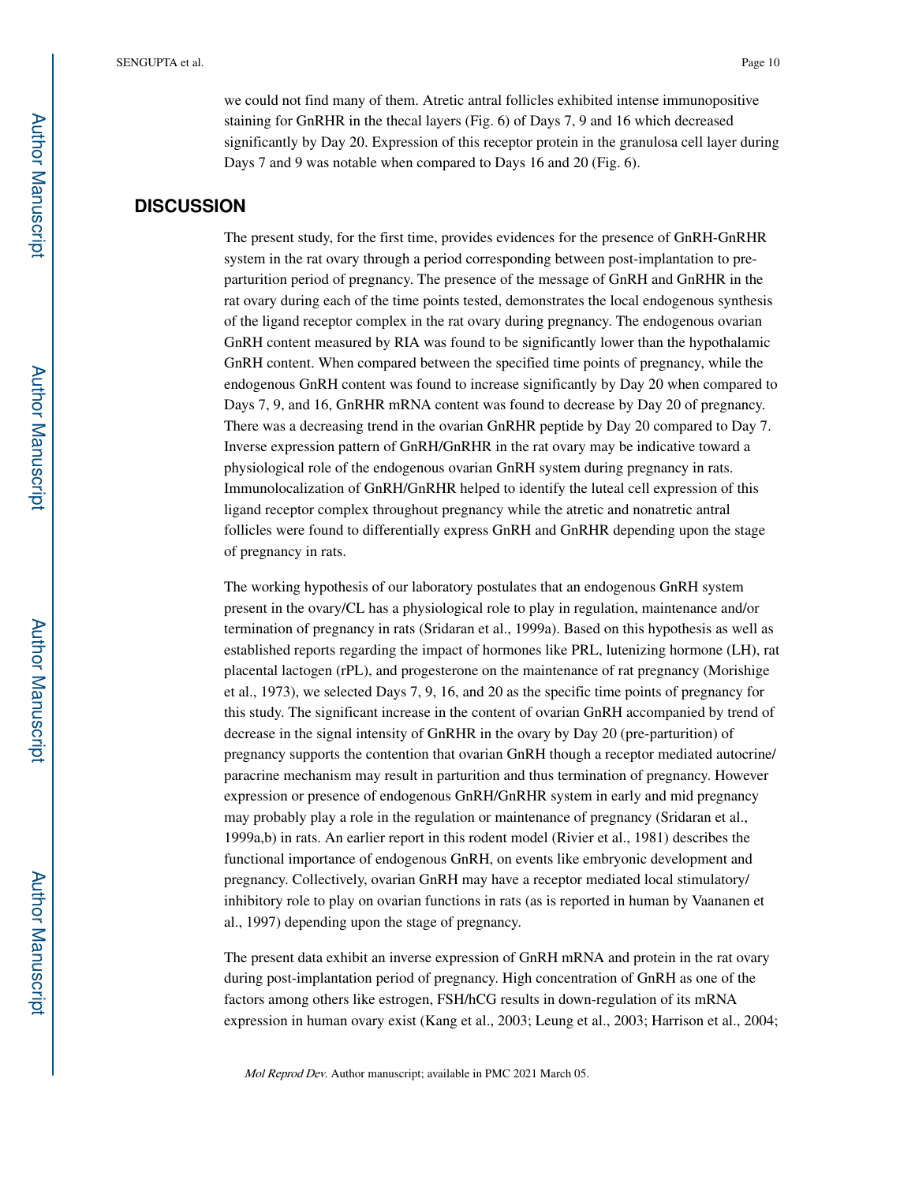we could not find many of them. Atretic antral follicles exhibited intense immunopositive staining for GnRHR in the thecal layers (Fig. 6) of Days 7, 9 and 16 which decreased significantly by Day 20. Expression of this receptor protein in the granulosa cell layer during Days 7 and 9 was notable when compared to Days 16 and 20 (Fig. 6).

## DISCUSSION

The present study, for the first time, provides evidences for the presence of GnRH-GnRHR system in the rat ovary through a period corresponding between post-implantation to pre-parturition period of pregnancy. The presence of the message of GnRH and GnRHR in the rat ovary during each of the time points tested, demonstrates the local endogenous synthesis of the ligand receptor complex in the rat ovary during pregnancy. The endogenous ovarian GnRH content measured by RIA was found to be significantly lower than the hypothalamic GnRH content. When compared between the specified time points of pregnancy, while the endogenous GnRH content was found to increase significantly by Day 20 when compared to Days 7, 9, and 16, GnRHR mRNA content was found to decrease by Day 20 of pregnancy. There was a decreasing trend in the ovarian GnRHR peptide by Day 20 compared to Day 7. Inverse expression pattern of GnRH/GnRHR in the rat ovary may be indicative toward a physiological role of the endogenous ovarian GnRH system during pregnancy in rats. Immunolocalization of GnRH/GnRHR helped to identify the luteal cell expression of this ligand receptor complex throughout pregnancy while the atretic and nonatretic antral follicles were found to differentially express GnRH and GnRHR depending upon the stage of pregnancy in rats.

The working hypothesis of our laboratory postulates that an endogenous GnRH system present in the ovary/CL has a physiological role to play in regulation, maintenance and/or termination of pregnancy in rats (Sridaran et al., 1999a). Based on this hypothesis as well as established reports regarding the impact of hormones like PRL, lutenizing hormone (LH), rat placental lactogen (rPL), and progesterone on the maintenance of rat pregnancy (Morishige et al., 1973), we selected Days 7, 9, 16, and 20 as the specific time points of pregnancy for this study. The significant increase in the content of ovarian GnRH accompanied by trend of decrease in the signal intensity of GnRHR in the ovary by Day 20 (pre-parturition) of pregnancy supports the contention that ovarian GnRH though a receptor mediated autocrine/ paracrine mechanism may result in parturition and thus termination of pregnancy. However expression or presence of endogenous GnRH/GnRHR system in early and mid pregnancy may probably play a role in the regulation or maintenance of pregnancy (Sridaran et al., 1999a,b) in rats. An earlier report in this rodent model (Rivier et al., 1981) describes the functional importance of endogenous GnRH, on events like embryonic development and pregnancy. Collectively, ovarian GnRH may have a receptor mediated local stimulatory/ inhibitory role to play on ovarian functions in rats (as is reported in human by Vaananen et al., 1997) depending upon the stage of pregnancy.

The present data exhibit an inverse expression of GnRH mRNA and protein in the rat ovary during post-implantation period of pregnancy. High concentration of GnRH as one of the factors among others like estrogen, FSH/hCG results in down-regulation of its mRNA expression in human ovary exist (Kang et al., 2003; Leung et al., 2003; Harrison et al., 2004;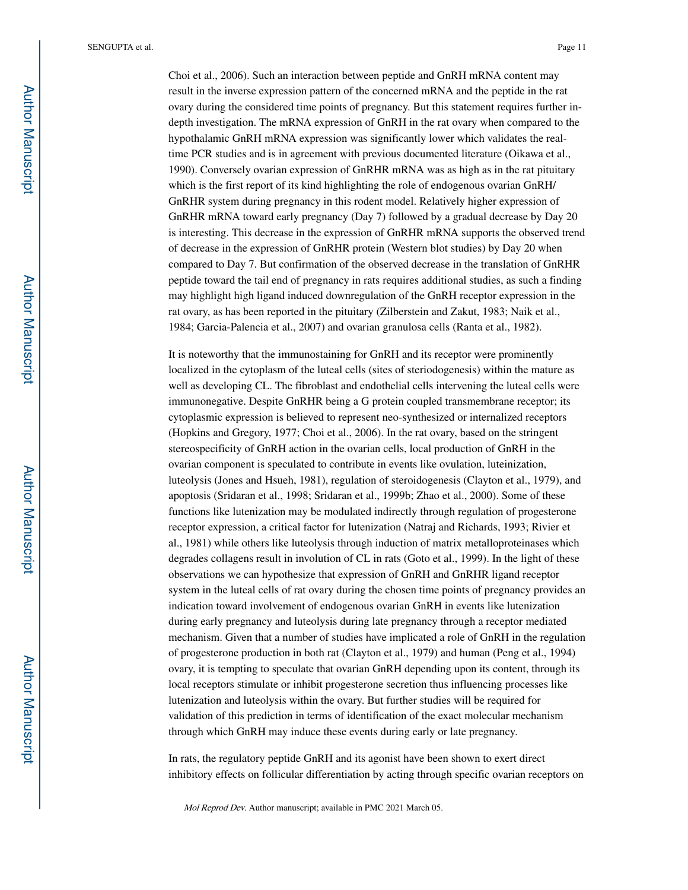Choi et al., 2006). Such an interaction between peptide and GnRH mRNA content may result in the inverse expression pattern of the concerned mRNA and the peptide in the rat ovary during the considered time points of pregnancy. But this statement requires further in-depth investigation. The mRNA expression of GnRH in the rat ovary when compared to the hypothalamic GnRH mRNA expression was significantly lower which validates the real-time PCR studies and is in agreement with previous documented literature (Oikawa et al., 1990). Conversely ovarian expression of GnRHR mRNA was as high as in the rat pituitary which is the first report of its kind highlighting the role of endogenous ovarian GnRH/ GnRHR system during pregnancy in this rodent model. Relatively higher expression of GnRHR mRNA toward early pregnancy (Day 7) followed by a gradual decrease by Day 20 is interesting. This decrease in the expression of GnRHR mRNA supports the observed trend of decrease in the expression of GnRHR protein (Western blot studies) by Day 20 when compared to Day 7. But confirmation of the observed decrease in the translation of GnRHR peptide toward the tail end of pregnancy in rats requires additional studies, as such a finding may highlight high ligand induced downregulation of the GnRH receptor expression in the rat ovary, as has been reported in the pituitary (Zilberstein and Zakut, 1983; Naik et al., 1984; Garcia-Palencia et al., 2007) and ovarian granulosa cells (Ranta et al., 1982).

It is noteworthy that the immunostaining for GnRH and its receptor were prominently localized in the cytoplasm of the luteal cells (sites of steriodogenesis) within the mature as well as developing CL. The fibroblast and endothelial cells intervening the luteal cells were immunonegative. Despite GnRHR being a G protein coupled transmembrane receptor; its cytoplasmic expression is believed to represent neo-synthesized or internalized receptors (Hopkins and Gregory, 1977; Choi et al., 2006). In the rat ovary, based on the stringent stereospecificity of GnRH action in the ovarian cells, local production of GnRH in the ovarian component is speculated to contribute in events like ovulation, luteinization, luteolysis (Jones and Hsueh, 1981), regulation of steroidogenesis (Clayton et al., 1979), and apoptosis (Sridaran et al., 1998; Sridaran et al., 1999b; Zhao et al., 2000). Some of these functions like lutenization may be modulated indirectly through regulation of progesterone receptor expression, a critical factor for lutenization (Natraj and Richards, 1993; Rivier et al., 1981) while others like luteolysis through induction of matrix metalloproteinases which degrades collagens result in involution of CL in rats (Goto et al., 1999). In the light of these observations we can hypothesize that expression of GnRH and GnRHR ligand receptor system in the luteal cells of rat ovary during the chosen time points of pregnancy provides an indication toward involvement of endogenous ovarian GnRH in events like lutenization during early pregnancy and luteolysis during late pregnancy through a receptor mediated mechanism. Given that a number of studies have implicated a role of GnRH in the regulation of progesterone production in both rat (Clayton et al., 1979) and human (Peng et al., 1994) ovary, it is tempting to speculate that ovarian GnRH depending upon its content, through its local receptors stimulate or inhibit progesterone secretion thus influencing processes like lutenization and luteolysis within the ovary. But further studies will be required for validation of this prediction in terms of identification of the exact molecular mechanism through which GnRH may induce these events during early or late pregnancy.

In rats, the regulatory peptide GnRH and its agonist have been shown to exert direct inhibitory effects on follicular differentiation by acting through specific ovarian receptors on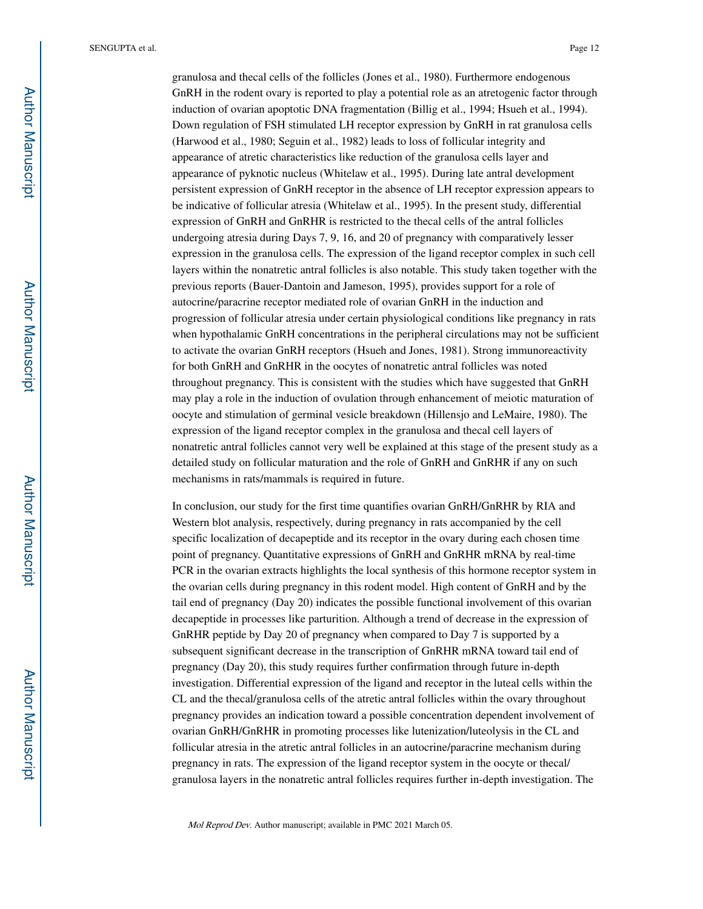granulosa and thecal cells of the follicles (Jones et al., 1980). Furthermore endogenous GnRH in the rodent ovary is reported to play a potential role as an atretogenic factor through induction of ovarian apoptotic DNA fragmentation (Billig et al., 1994; Hsueh et al., 1994). Down regulation of FSH stimulated LH receptor expression by GnRH in rat granulosa cells (Harwood et al., 1980; Seguin et al., 1982) leads to loss of follicular integrity and appearance of atretic characteristics like reduction of the granulosa cells layer and appearance of pyknotic nucleus (Whitelaw et al., 1995). During late antral development persistent expression of GnRH receptor in the absence of LH receptor expression appears to be indicative of follicular atresia (Whitelaw et al., 1995). In the present study, differential expression of GnRH and GnRHR is restricted to the thecal cells of the antral follicles undergoing atresia during Days 7, 9, 16, and 20 of pregnancy with comparatively lesser expression in the granulosa cells. The expression of the ligand receptor complex in such cell layers within the nonatretic antral follicles is also notable. This study taken together with the previous reports (Bauer-Dantoin and Jameson, 1995), provides support for a role of autocrine/paracrine receptor mediated role of ovarian GnRH in the induction and progression of follicular atresia under certain physiological conditions like pregnancy in rats when hypothalamic GnRH concentrations in the peripheral circulations may not be sufficient to activate the ovarian GnRH receptors (Hsueh and Jones, 1981). Strong immunoreactivity for both GnRH and GnRHR in the oocytes of nonatretic antral follicles was noted throughout pregnancy. This is consistent with the studies which have suggested that GnRH may play a role in the induction of ovulation through enhancement of meiotic maturation of oocyte and stimulation of germinal vesicle breakdown (Hillensjo and LeMaire, 1980). The expression of the ligand receptor complex in the granulosa and thecal cell layers of nonatretic antral follicles cannot very well be explained at this stage of the present study as a detailed study on follicular maturation and the role of GnRH and GnRHR if any on such mechanisms in rats/mammals is required in future.

In conclusion, our study for the first time quantifies ovarian GnRH/GnRHR by RIA and Western blot analysis, respectively, during pregnancy in rats accompanied by the cell specific localization of decapeptide and its receptor in the ovary during each chosen time point of pregnancy. Quantitative expressions of GnRH and GnRHR mRNA by real-time PCR in the ovarian extracts highlights the local synthesis of this hormone receptor system in the ovarian cells during pregnancy in this rodent model. High content of GnRH and by the tail end of pregnancy (Day 20) indicates the possible functional involvement of this ovarian decapeptide in processes like parturition. Although a trend of decrease in the expression of GnRHR peptide by Day 20 of pregnancy when compared to Day 7 is supported by a subsequent significant decrease in the transcription of GnRHR mRNA toward tail end of pregnancy (Day 20), this study requires further confirmation through future in-depth investigation. Differential expression of the ligand and receptor in the luteal cells within the CL and the thecal/granulosa cells of the atretic antral follicles within the ovary throughout pregnancy provides an indication toward a possible concentration dependent involvement of ovarian GnRH/GnRHR in promoting processes like lutenization/luteolysis in the CL and follicular atresia in the atretic antral follicles in an autocrine/paracrine mechanism during pregnancy in rats. The expression of the ligand receptor system in the oocyte or thecal/granulosa layers in the nonatretic antral follicles requires further in-depth investigation. The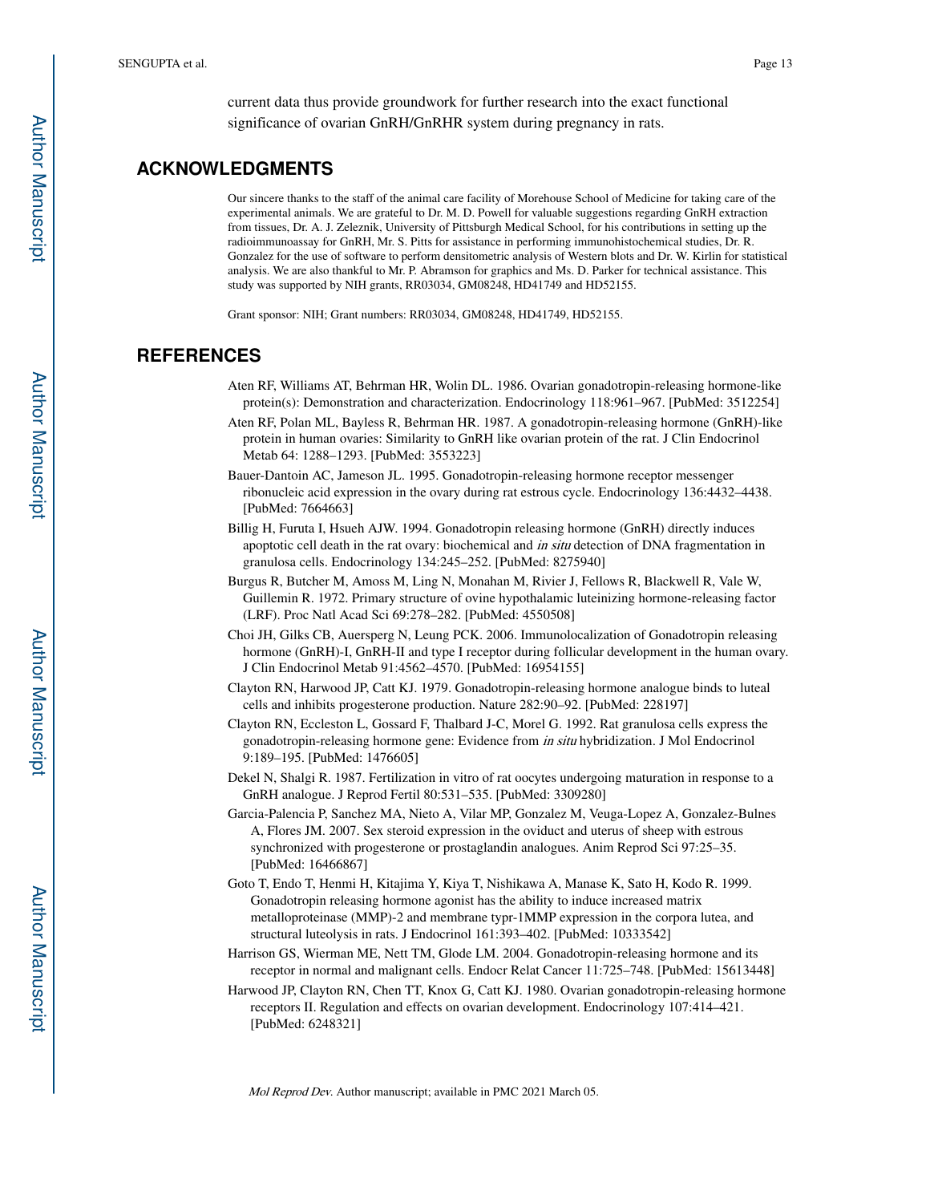current data thus provide groundwork for further research into the exact functional significance of ovarian GnRH/GnRHR system during pregnancy in rats.

## ACKNOWLEDGMENTS

Our sincere thanks to the staff of the animal care facility of Morehouse School of Medicine for taking care of the experimental animals. We are grateful to Dr. M. D. Powell for valuable suggestions regarding GnRH extraction from tissues, Dr. A. J. Zeleznik, University of Pittsburgh Medical School, for his contributions in setting up the radioimmunoassay for GnRH, Mr. S. Pitts for assistance in performing immunohistochemical studies, Dr. R. Gonzalez for the use of software to perform densitometric analysis of Western blots and Dr. W. Kirlin for statistical analysis. We are also thankful to Mr. P. Abramson for graphics and Ms. D. Parker for technical assistance. This study was supported by NIH grants, RR03034, GM08248, HD41749 and HD52155.

Grant sponsor: NIH; Grant numbers: RR03034, GM08248, HD41749, HD52155.

## REFERENCES

Aten RF, Williams AT, Behrman HR, Wolin DL. 1986. Ovarian gonadotropin-releasing hormone-like protein(s): Demonstration and characterization. Endocrinology 118:961–967. [PubMed: 3512254]

Aten RF, Polan ML, Bayless R, Behrman HR. 1987. A gonadotropin-releasing hormone (GnRH)-like protein in human ovaries: Similarity to GnRH like ovarian protein of the rat. J Clin Endocrinol Metab 64: 1288–1293. [PubMed: 3553223]

Bauer-Dantoin AC, Jameson JL. 1995. Gonadotropin-releasing hormone receptor messenger ribonucleic acid expression in the ovary during rat estrous cycle. Endocrinology 136:4432–4438. [PubMed: 7664663]

Billig H, Furuta I, Hsueh AJW. 1994. Gonadotropin releasing hormone (GnRH) directly induces apoptotic cell death in the rat ovary: biochemical and *in situ* detection of DNA fragmentation in granulosa cells. Endocrinology 134:245–252. [PubMed: 8275940]

Burgus R, Butcher M, Amoss M, Ling N, Monahan M, Rivier J, Fellows R, Blackwell R, Vale W, Guillemin R. 1972. Primary structure of ovine hypothalamic luteinizing hormone-releasing factor (LRF). Proc Natl Acad Sci 69:278–282. [PubMed: 4550508]

Choi JH, Gilks CB, Auersperg N, Leung PCK. 2006. Immunolocalization of Gonadotropin releasing hormone (GnRH)-I, GnRH-II and type I receptor during follicular development in the human ovary. J Clin Endocrinol Metab 91:4562–4570. [PubMed: 16954155]

Clayton RN, Harwood JP, Catt KJ. 1979. Gonadotropin-releasing hormone analogue binds to luteal cells and inhibits progesterone production. Nature 282:90–92. [PubMed: 228197]

Clayton RN, Eccleston L, Gossard F, Thalbard J-C, Morel G. 1992. Rat granulosa cells express the gonadotropin-releasing hormone gene: Evidence from *in situ* hybridization. J Mol Endocrinol 9:189–195. [PubMed: 1476605]

Dekel N, Shalgi R. 1987. Fertilization in vitro of rat oocytes undergoing maturation in response to a GnRH analogue. J Reprod Fertil 80:531–535. [PubMed: 3309280]

Garcia-Palencia P, Sanchez MA, Nieto A, Vilar MP, Gonzalez M, Veuga-Lopez A, Gonzalez-Bulnes A, Flores JM. 2007. Sex steroid expression in the oviduct and uterus of sheep with estrous synchronized with progesterone or prostaglandin analogues. Anim Reprod Sci 97:25–35. [PubMed: 16466867]

Goto T, Endo T, Henmi H, Kitajima Y, Kiya T, Nishikawa A, Manase K, Sato H, Kodo R. 1999. Gonadotropin releasing hormone agonist has the ability to induce increased matrix metalloproteinase (MMP)-2 and membrane typr-1MMP expression in the corpora lutea, and structural luteolysis in rats. J Endocrinol 161:393–402. [PubMed: 10333542]

Harrison GS, Wierman ME, Nett TM, Glode LM. 2004. Gonadotropin-releasing hormone and its receptor in normal and malignant cells. Endocr Relat Cancer 11:725–748. [PubMed: 15613448]

Harwood JP, Clayton RN, Chen TT, Knox G, Catt KJ. 1980. Ovarian gonadotropin-releasing hormone receptors II. Regulation and effects on ovarian development. Endocrinology 107:414–421. [PubMed: 6248321]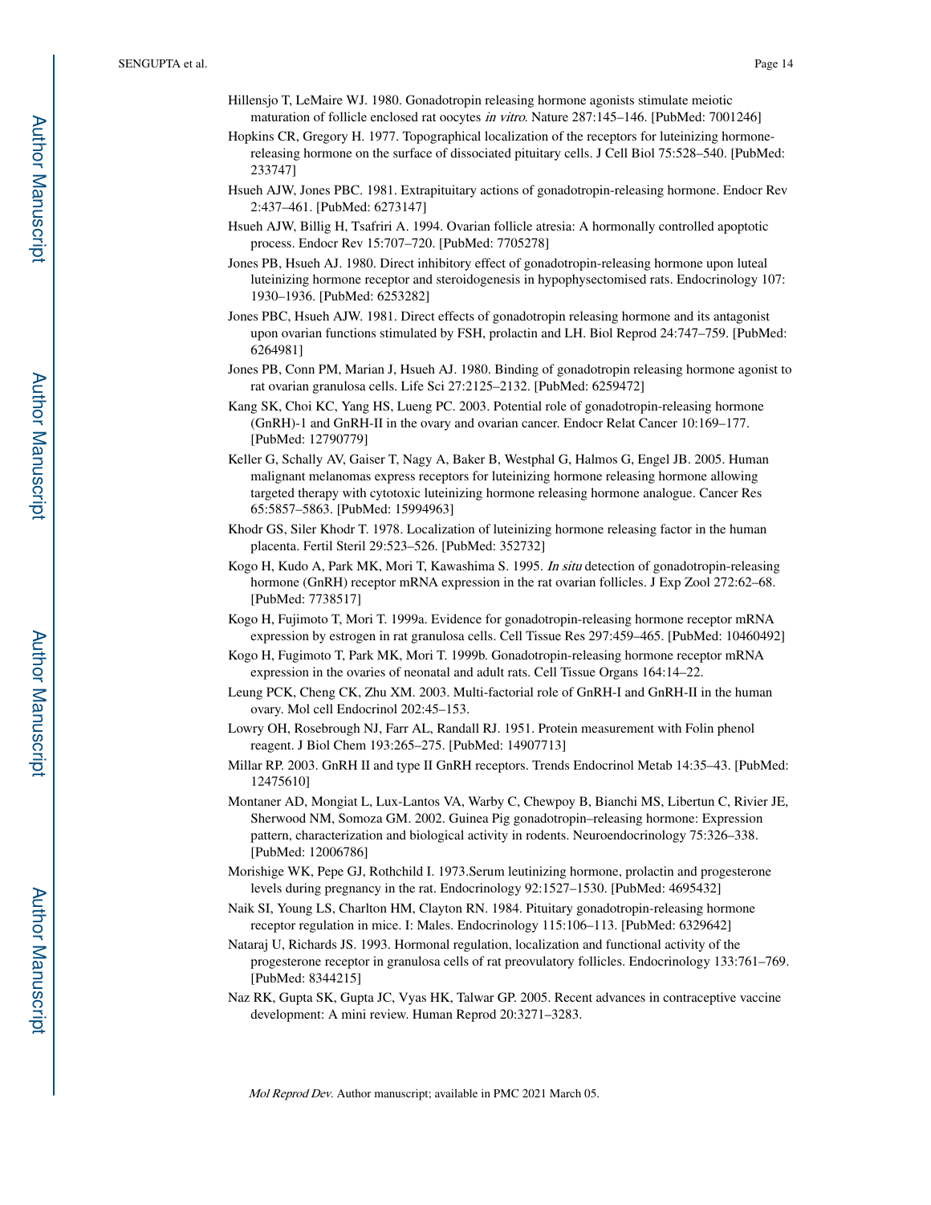Hillensjo T, LeMaire WJ. 1980. Gonadotropin releasing hormone agonists stimulate meiotic maturation of follicle enclosed rat oocytes *in vitro*. Nature 287:145–146. [PubMed: 7001246]

Hopkins CR, Gregory H. 1977. Topographical localization of the receptors for luteinizing hormone-releasing hormone on the surface of dissociated pituitary cells. J Cell Biol 75:528–540. [PubMed: 233747]

Hsueh AJW, Jones PBC. 1981. Extrapituitary actions of gonadotropin-releasing hormone. Endocr Rev 2:437–461. [PubMed: 6273147]

Hsueh AJW, Billig H, Tsafriri A. 1994. Ovarian follicle atresia: A hormonally controlled apoptotic process. Endocr Rev 15:707–720. [PubMed: 7705278]

Jones PB, Hsueh AJ. 1980. Direct inhibitory effect of gonadotropin-releasing hormone upon luteal luteinizing hormone receptor and steroidogenesis in hypophysectomised rats. Endocrinology 107: 1930–1936. [PubMed: 6253282]

Jones PBC, Hsueh AJW. 1981. Direct effects of gonadotropin releasing hormone and its antagonist upon ovarian functions stimulated by FSH, prolactin and LH. Biol Reprod 24:747–759. [PubMed: 6264981]

Jones PB, Conn PM, Marian J, Hsueh AJ. 1980. Binding of gonadotropin releasing hormone agonist to rat ovarian granulosa cells. Life Sci 27:2125–2132. [PubMed: 6259472]

Kang SK, Choi KC, Yang HS, Lueng PC. 2003. Potential role of gonadotropin-releasing hormone (GnRH)-1 and GnRH-II in the ovary and ovarian cancer. Endocr Relat Cancer 10:169–177. [PubMed: 12790779]

Keller G, Schally AV, Gaiser T, Nagy A, Baker B, Westphal G, Halmos G, Engel JB. 2005. Human malignant melanomas express receptors for luteinizing hormone releasing hormone allowing targeted therapy with cytotoxic luteinizing hormone releasing hormone analogue. Cancer Res 65:5857–5863. [PubMed: 15994963]

Khodr GS, Siler Khodr T. 1978. Localization of luteinizing hormone releasing factor in the human placenta. Fertil Steril 29:523–526. [PubMed: 352732]

Kogo H, Kudo A, Park MK, Mori T, Kawashima S. 1995. *In situ* detection of gonadotropin-releasing hormone (GnRH) receptor mRNA expression in the rat ovarian follicles. J Exp Zool 272:62–68. [PubMed: 7738517]

Kogo H, Fujimoto T, Mori T. 1999a. Evidence for gonadotropin-releasing hormone receptor mRNA expression by estrogen in rat granulosa cells. Cell Tissue Res 297:459–465. [PubMed: 10460492]

Kogo H, Fugimoto T, Park MK, Mori T. 1999b. Gonadotropin-releasing hormone receptor mRNA expression in the ovaries of neonatal and adult rats. Cell Tissue Organs 164:14–22.

Leung PCK, Cheng CK, Zhu XM. 2003. Multi-factorial role of GnRH-I and GnRH-II in the human ovary. Mol cell Endocrinol 202:45–153.

Lowry OH, Rosebrough NJ, Farr AL, Randall RJ. 1951. Protein measurement with Folin phenol reagent. J Biol Chem 193:265–275. [PubMed: 14907713]

Millar RP. 2003. GnRH II and type II GnRH receptors. Trends Endocrinol Metab 14:35–43. [PubMed: 12475610]

Montaner AD, Mongiat L, Lux-Lantos VA, Warby C, Chewpoy B, Bianchi MS, Libertun C, Rivier JE, Sherwood NM, Somoza GM. 2002. Guinea Pig gonadotropin–releasing hormone: Expression pattern, characterization and biological activity in rodents. Neuroendocrinology 75:326–338. [PubMed: 12006786]

Morishige WK, Pepe GJ, Rothchild I. 1973.Serum leutinizing hormone, prolactin and progesterone levels during pregnancy in the rat. Endocrinology 92:1527–1530. [PubMed: 4695432]

Naik SI, Young LS, Charlton HM, Clayton RN. 1984. Pituitary gonadotropin-releasing hormone receptor regulation in mice. I: Males. Endocrinology 115:106–113. [PubMed: 6329642]

Nataraj U, Richards JS. 1993. Hormonal regulation, localization and functional activity of the progesterone receptor in granulosa cells of rat preovulatory follicles. Endocrinology 133:761–769. [PubMed: 8344215]

Naz RK, Gupta SK, Gupta JC, Vyas HK, Talwar GP. 2005. Recent advances in contraceptive vaccine development: A mini review. Human Reprod 20:3271–3283.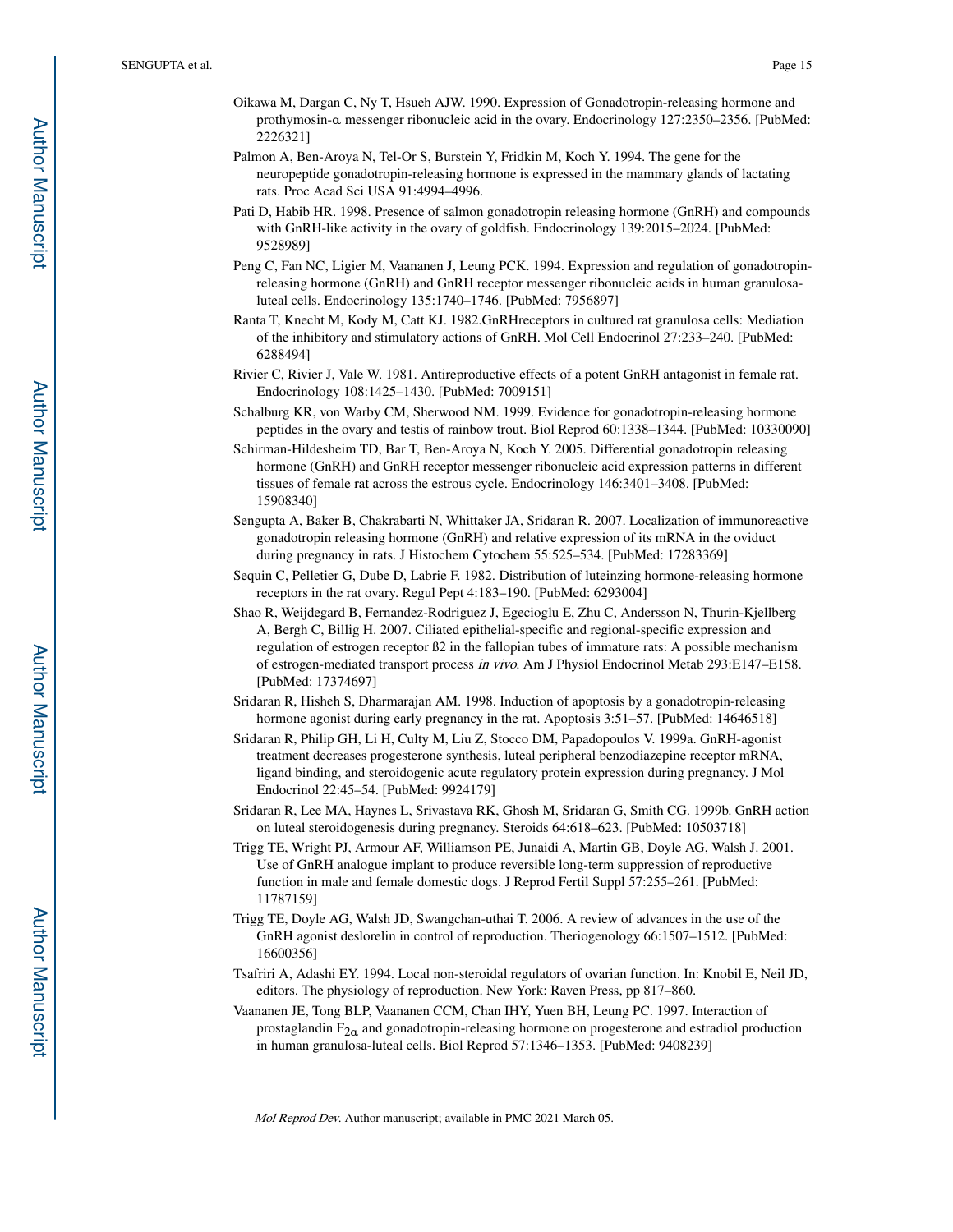Oikawa M, Dargan C, Ny T, Hsueh AJW. 1990. Expression of Gonadotropin-releasing hormone and prothymosin-α messenger ribonucleic acid in the ovary. Endocrinology 127:2350–2356. [PubMed: 2226321]

Palmon A, Ben-Aroya N, Tel-Or S, Burstein Y, Fridkin M, Koch Y. 1994. The gene for the neuropeptide gonadotropin-releasing hormone is expressed in the mammary glands of lactating rats. Proc Acad Sci USA 91:4994–4996.

Pati D, Habib HR. 1998. Presence of salmon gonadotropin releasing hormone (GnRH) and compounds with GnRH-like activity in the ovary of goldfish. Endocrinology 139:2015–2024. [PubMed: 9528989]

Peng C, Fan NC, Ligier M, Vaananen J, Leung PCK. 1994. Expression and regulation of gonadotropin-releasing hormone (GnRH) and GnRH receptor messenger ribonucleic acids in human granulosa-luteal cells. Endocrinology 135:1740–1746. [PubMed: 7956897]

Ranta T, Knecht M, Kody M, Catt KJ. 1982.GnRHreceptors in cultured rat granulosa cells: Mediation of the inhibitory and stimulatory actions of GnRH. Mol Cell Endocrinol 27:233–240. [PubMed: 6288494]

Rivier C, Rivier J, Vale W. 1981. Antireproductive effects of a potent GnRH antagonist in female rat. Endocrinology 108:1425–1430. [PubMed: 7009151]

Schalburg KR, von Warby CM, Sherwood NM. 1999. Evidence for gonadotropin-releasing hormone peptides in the ovary and testis of rainbow trout. Biol Reprod 60:1338–1344. [PubMed: 10330090]

Schirman-Hildesheim TD, Bar T, Ben-Aroya N, Koch Y. 2005. Differential gonadotropin releasing hormone (GnRH) and GnRH receptor messenger ribonucleic acid expression patterns in different tissues of female rat across the estrous cycle. Endocrinology 146:3401–3408. [PubMed: 15908340]

Sengupta A, Baker B, Chakrabarti N, Whittaker JA, Sridaran R. 2007. Localization of immunoreactive gonadotropin releasing hormone (GnRH) and relative expression of its mRNA in the oviduct during pregnancy in rats. J Histochem Cytochem 55:525–534. [PubMed: 17283369]

Sequin C, Pelletier G, Dube D, Labrie F. 1982. Distribution of luteinzing hormone-releasing hormone receptors in the rat ovary. Regul Pept 4:183–190. [PubMed: 6293004]

Shao R, Weijdegard B, Fernandez-Rodriguez J, Egecioglu E, Zhu C, Andersson N, Thurin-Kjellberg A, Bergh C, Billig H. 2007. Ciliated epithelial-specific and regional-specific expression and regulation of estrogen receptor ß2 in the fallopian tubes of immature rats: A possible mechanism of estrogen-mediated transport process *in vivo*. Am J Physiol Endocrinol Metab 293:E147–E158. [PubMed: 17374697]

Sridaran R, Hisheh S, Dharmarajan AM. 1998. Induction of apoptosis by a gonadotropin-releasing hormone agonist during early pregnancy in the rat. Apoptosis 3:51–57. [PubMed: 14646518]

Sridaran R, Philip GH, Li H, Culty M, Liu Z, Stocco DM, Papadopoulos V. 1999a. GnRH-agonist treatment decreases progesterone synthesis, luteal peripheral benzodiazepine receptor mRNA, ligand binding, and steroidogenic acute regulatory protein expression during pregnancy. J Mol Endocrinol 22:45–54. [PubMed: 9924179]

Sridaran R, Lee MA, Haynes L, Srivastava RK, Ghosh M, Sridaran G, Smith CG. 1999b. GnRH action on luteal steroidogenesis during pregnancy. Steroids 64:618–623. [PubMed: 10503718]

Trigg TE, Wright PJ, Armour AF, Williamson PE, Junaidi A, Martin GB, Doyle AG, Walsh J. 2001. Use of GnRH analogue implant to produce reversible long-term suppression of reproductive function in male and female domestic dogs. J Reprod Fertil Suppl 57:255–261. [PubMed: 11787159]

Trigg TE, Doyle AG, Walsh JD, Swangchan-uthai T. 2006. A review of advances in the use of the GnRH agonist deslorelin in control of reproduction. Theriogenology 66:1507–1512. [PubMed: 16600356]

Tsafriri A, Adashi EY. 1994. Local non-steroidal regulators of ovarian function. In: Knobil E, Neil JD, editors. The physiology of reproduction. New York: Raven Press, pp 817–860.

Vaananen JE, Tong BLP, Vaananen CCM, Chan IHY, Yuen BH, Leung PC. 1997. Interaction of prostaglandin $F_{2\alpha}$ and gonadotropin-releasing hormone on progesterone and estradiol production in human granulosa-luteal cells. Biol Reprod 57:1346–1353. [PubMed: 9408239]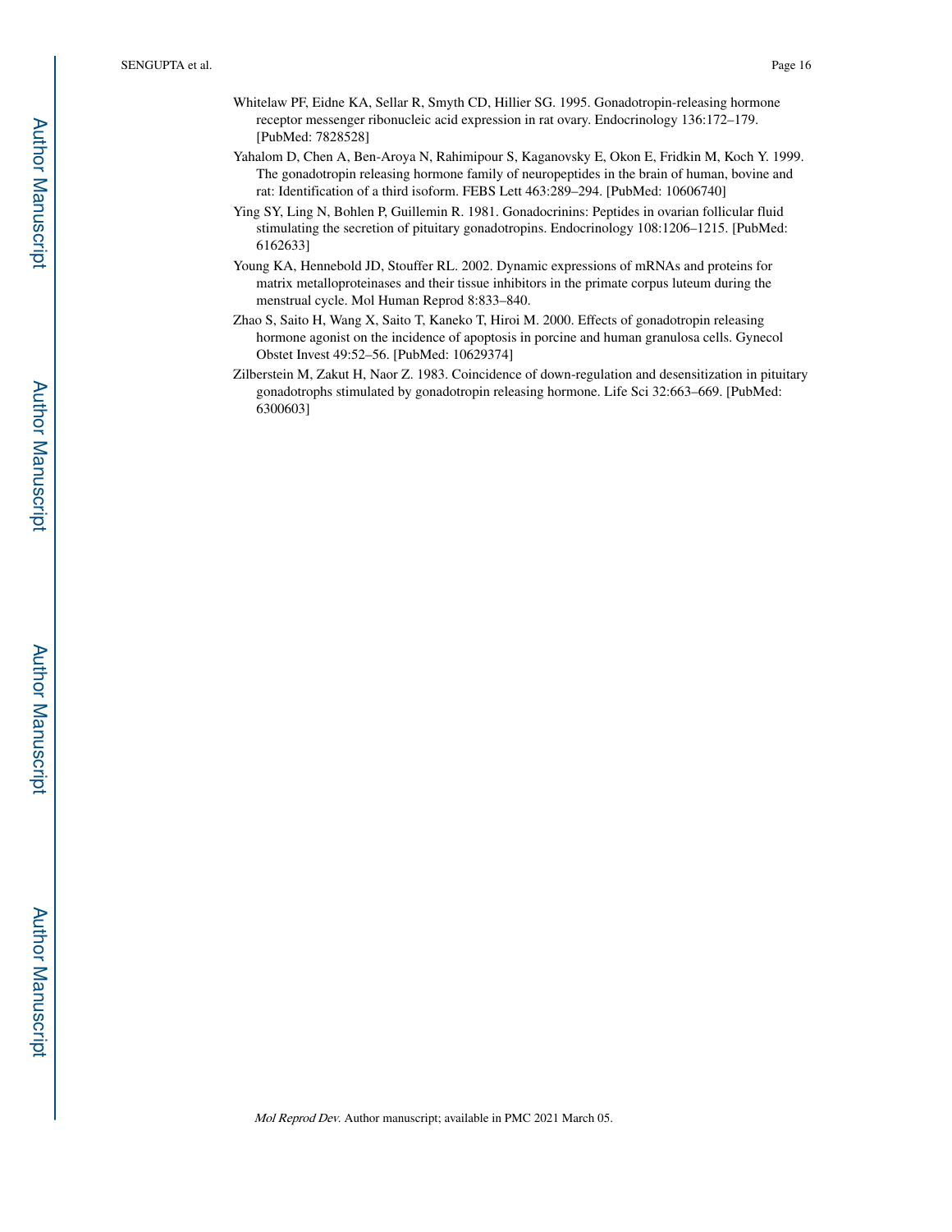Whitelaw PF, Eidne KA, Sellar R, Smyth CD, Hillier SG. 1995. Gonadotropin-releasing hormone receptor messenger ribonucleic acid expression in rat ovary. Endocrinology 136:172–179. [PubMed: 7828528]

Yahalom D, Chen A, Ben-Aroya N, Rahimipour S, Kaganovsky E, Okon E, Fridkin M, Koch Y. 1999. The gonadotropin releasing hormone family of neuropeptides in the brain of human, bovine and rat: Identification of a third isoform. FEBS Lett 463:289–294. [PubMed: 10606740]

Ying SY, Ling N, Bohlen P, Guillemin R. 1981. Gonadocrinins: Peptides in ovarian follicular fluid stimulating the secretion of pituitary gonadotropins. Endocrinology 108:1206–1215. [PubMed: 6162633]

Young KA, Hennebold JD, Stouffer RL. 2002. Dynamic expressions of mRNAs and proteins for matrix metalloproteinases and their tissue inhibitors in the primate corpus luteum during the menstrual cycle. Mol Human Reprod 8:833–840.

Zhao S, Saito H, Wang X, Saito T, Kaneko T, Hiroi M. 2000. Effects of gonadotropin releasing hormone agonist on the incidence of apoptosis in porcine and human granulosa cells. Gynecol Obstet Invest 49:52–56. [PubMed: 10629374]

Zilberstein M, Zakut H, Naor Z. 1983. Coincidence of down-regulation and desensitization in pituitary gonadotrophs stimulated by gonadotropin releasing hormone. Life Sci 32:663–669. [PubMed: 6300603]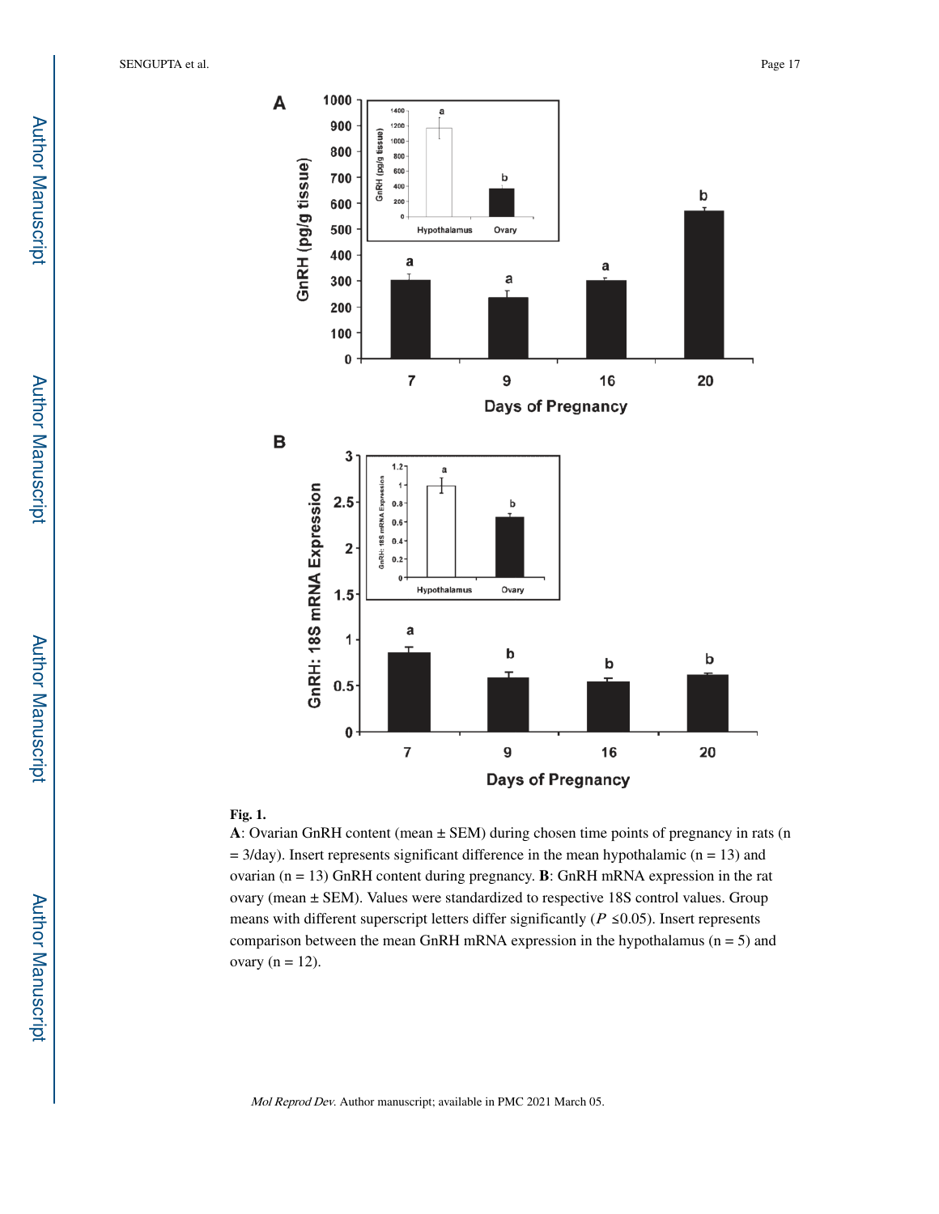**Fig. 1.**

**A**: Ovarian GnRH content (mean ± SEM) during chosen time points of pregnancy in rats (n = 3/day). Insert represents significant difference in the mean hypothalamic (n = 13) and ovarian (n = 13) GnRH content during pregnancy. **B**: GnRH mRNA expression in the rat ovary (mean ± SEM). Values were standardized to respective 18S control values. Group means with different superscript letters differ significantly ($P \leq 0.05$). Insert represents comparison between the mean GnRH mRNA expression in the hypothalamus (n = 5) and ovary (n = 12).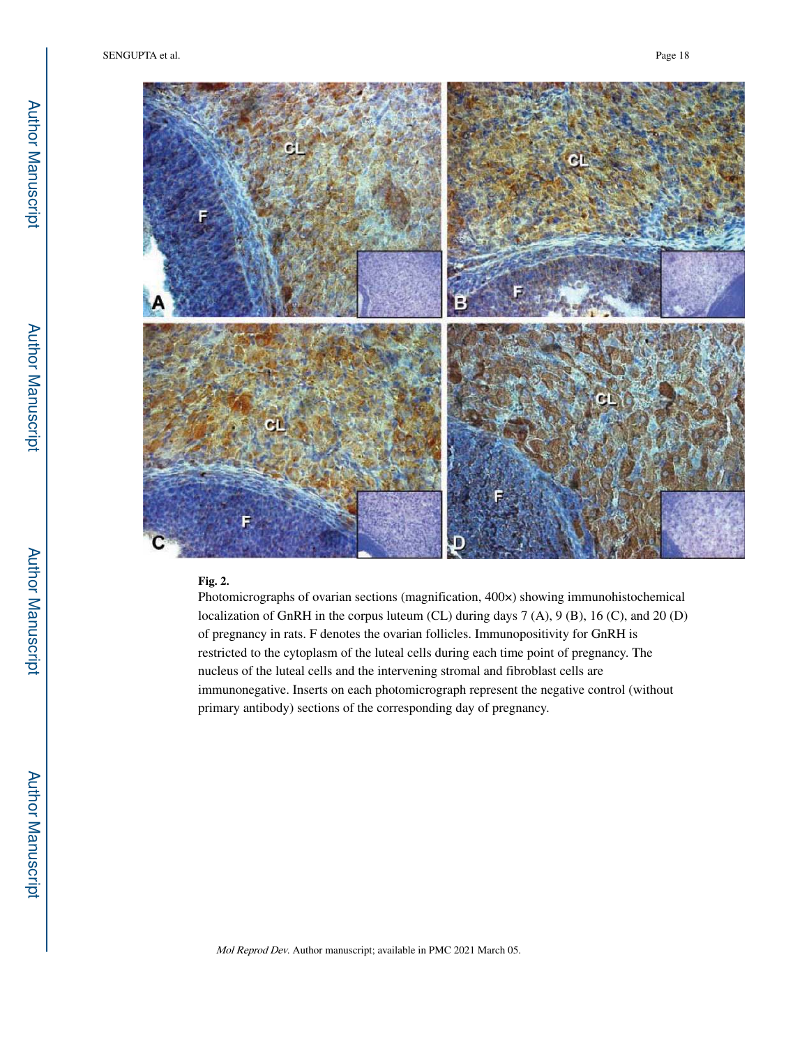**Fig. 2.**

Photomicrographs of ovarian sections (magnification, 400×) showing immunohistochemical localization of GnRH in the corpus luteum (CL) during days 7 (A), 9 (B), 16 (C), and 20 (D) of pregnancy in rats. F denotes the ovarian follicles. Immunopositivity for GnRH is restricted to the cytoplasm of the luteal cells during each time point of pregnancy. The nucleus of the luteal cells and the intervening stromal and fibroblast cells are immunonegative. Inserts on each photomicrograph represent the negative control (without primary antibody) sections of the corresponding day of pregnancy.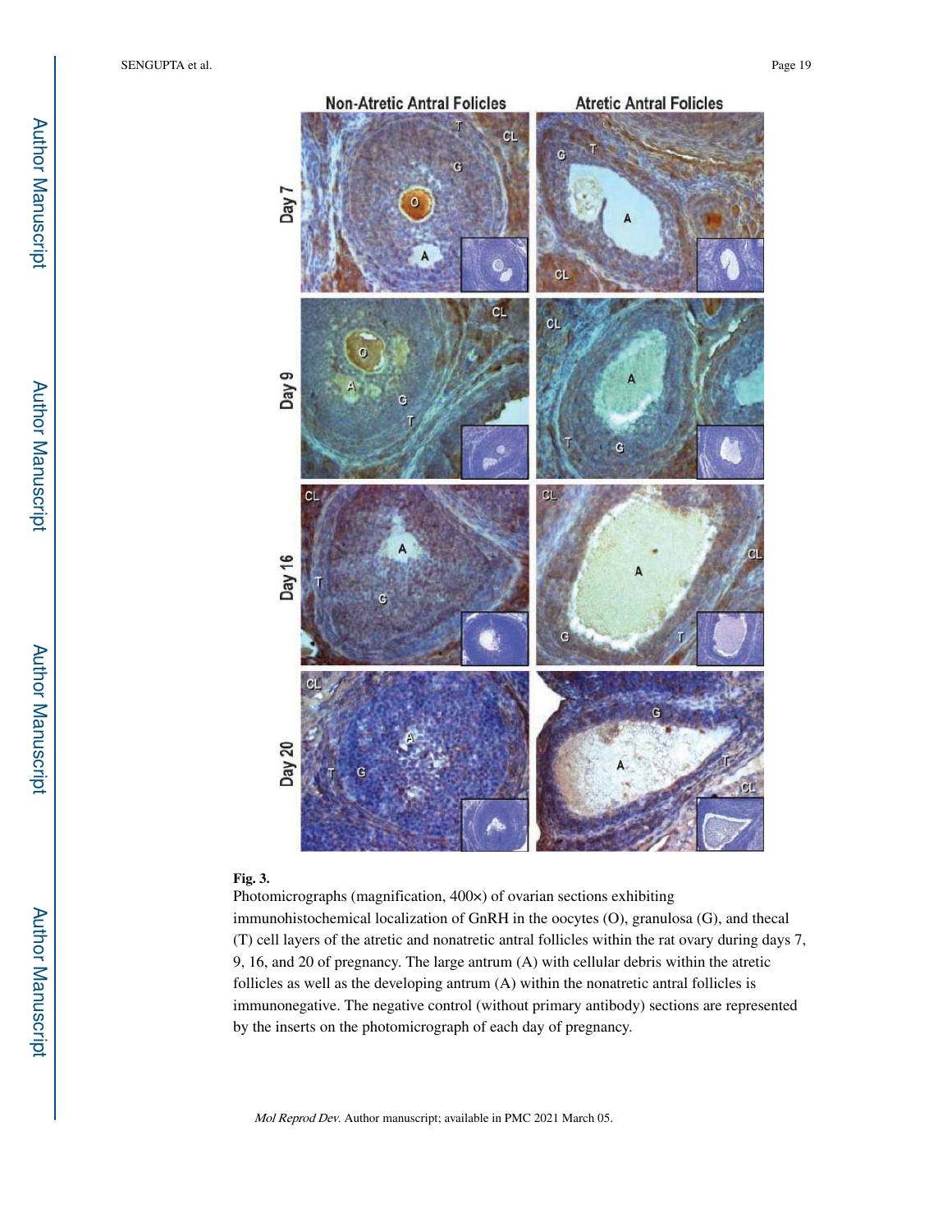**Fig. 3.**

Photomicrographs (magnification, 400×) of ovarian sections exhibiting immunohistochemical localization of GnRH in the oocytes (O), granulosa (G), and thecal (T) cell layers of the atretic and nonatretic antral follicles within the rat ovary during days 7, 9, 16, and 20 of pregnancy. The large antrum (A) with cellular debris within the atretic follicles as well as the developing antrum (A) within the nonatretic antral follicles is immunonegative. The negative control (without primary antibody) sections are represented by the inserts on the photomicrograph of each day of pregnancy.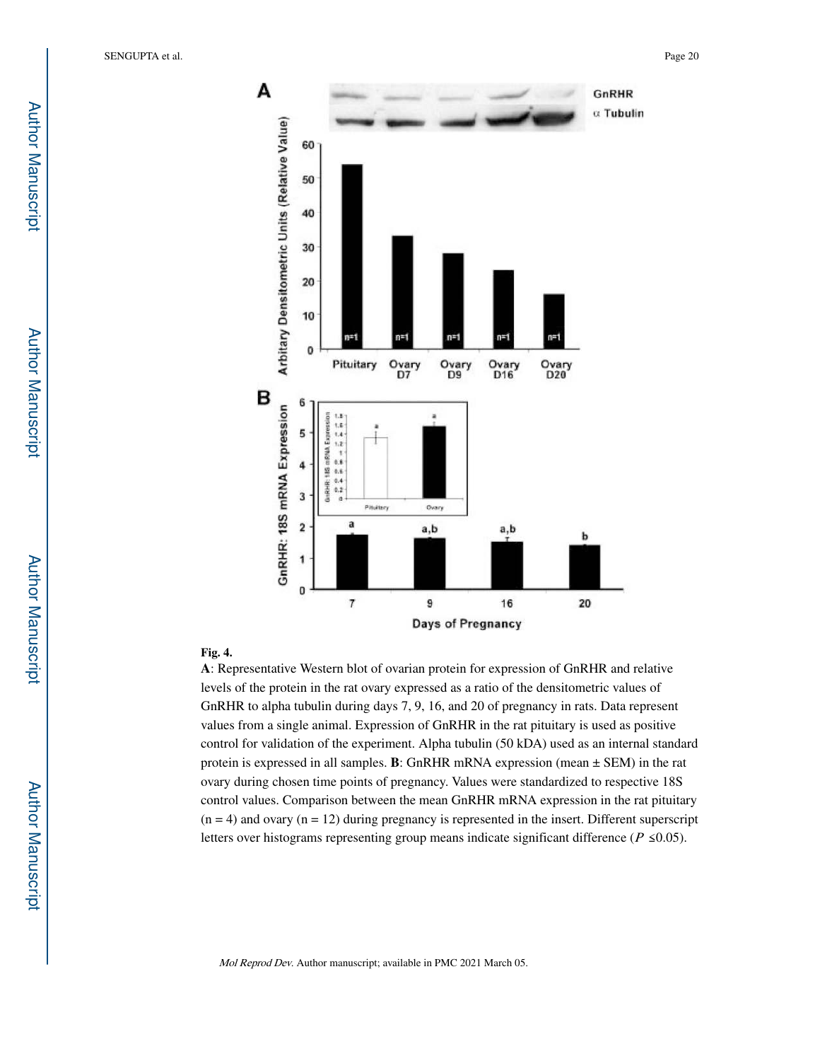**Fig. 4.**

**A**: Representative Western blot of ovarian protein for expression of GnRHR and relative levels of the protein in the rat ovary expressed as a ratio of the densitometric values of GnRHR to alpha tubulin during days 7, 9, 16, and 20 of pregnancy in rats. Data represent values from a single animal. Expression of GnRHR in the rat pituitary is used as positive control for validation of the experiment. Alpha tubulin (50 kDA) used as an internal standard protein is expressed in all samples. **B**: GnRHR mRNA expression (mean ± SEM) in the rat ovary during chosen time points of pregnancy. Values were standardized to respective 18S control values. Comparison between the mean GnRHR mRNA expression in the rat pituitary (n = 4) and ovary (n = 12) during pregnancy is represented in the insert. Different superscript letters over histograms representing group means indicate significant difference ($P \leq 0.05$).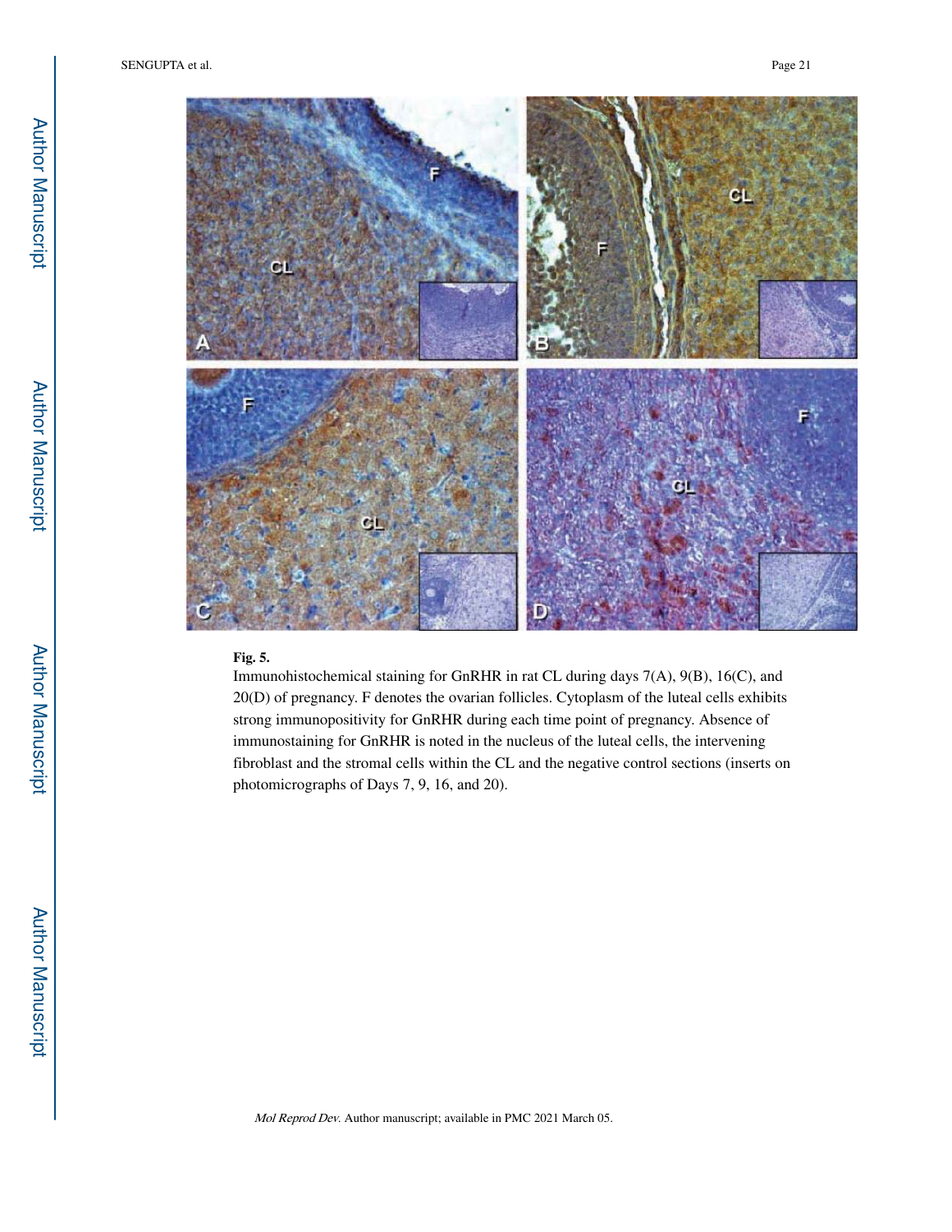**Fig. 5.**

Immunohistochemical staining for GnRHR in rat CL during days 7(A), 9(B), 16(C), and 20(D) of pregnancy. F denotes the ovarian follicles. Cytoplasm of the luteal cells exhibits strong immunopositivity for GnRHR during each time point of pregnancy. Absence of immunostaining for GnRHR is noted in the nucleus of the luteal cells, the intervening fibroblast and the stromal cells within the CL and the negative control sections (inserts on photomicrographs of Days 7, 9, 16, and 20).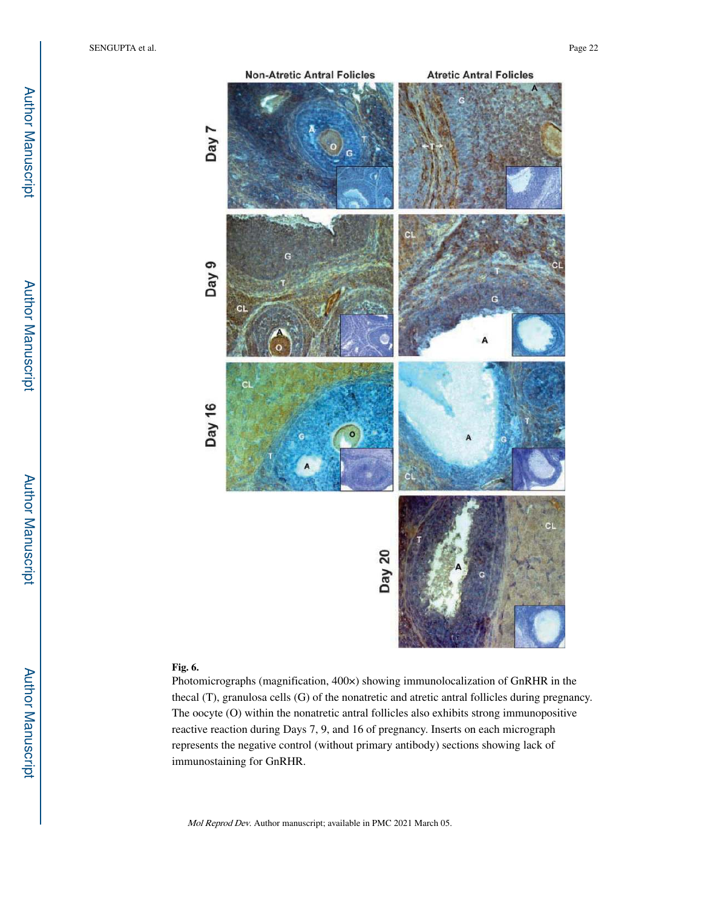**Fig. 6.**

Photomicrographs (magnification, 400×) showing immunolocalization of GnRHR in the thecal (T), granulosa cells (G) of the nonatretic and atretic antral follicles during pregnancy. The oocyte (O) within the nonatretic antral follicles also exhibits strong immunopositive reactive reaction during Days 7, 9, and 16 of pregnancy. Inserts on each micrograph represents the negative control (without primary antibody) sections showing lack of immunostaining for GnRHR.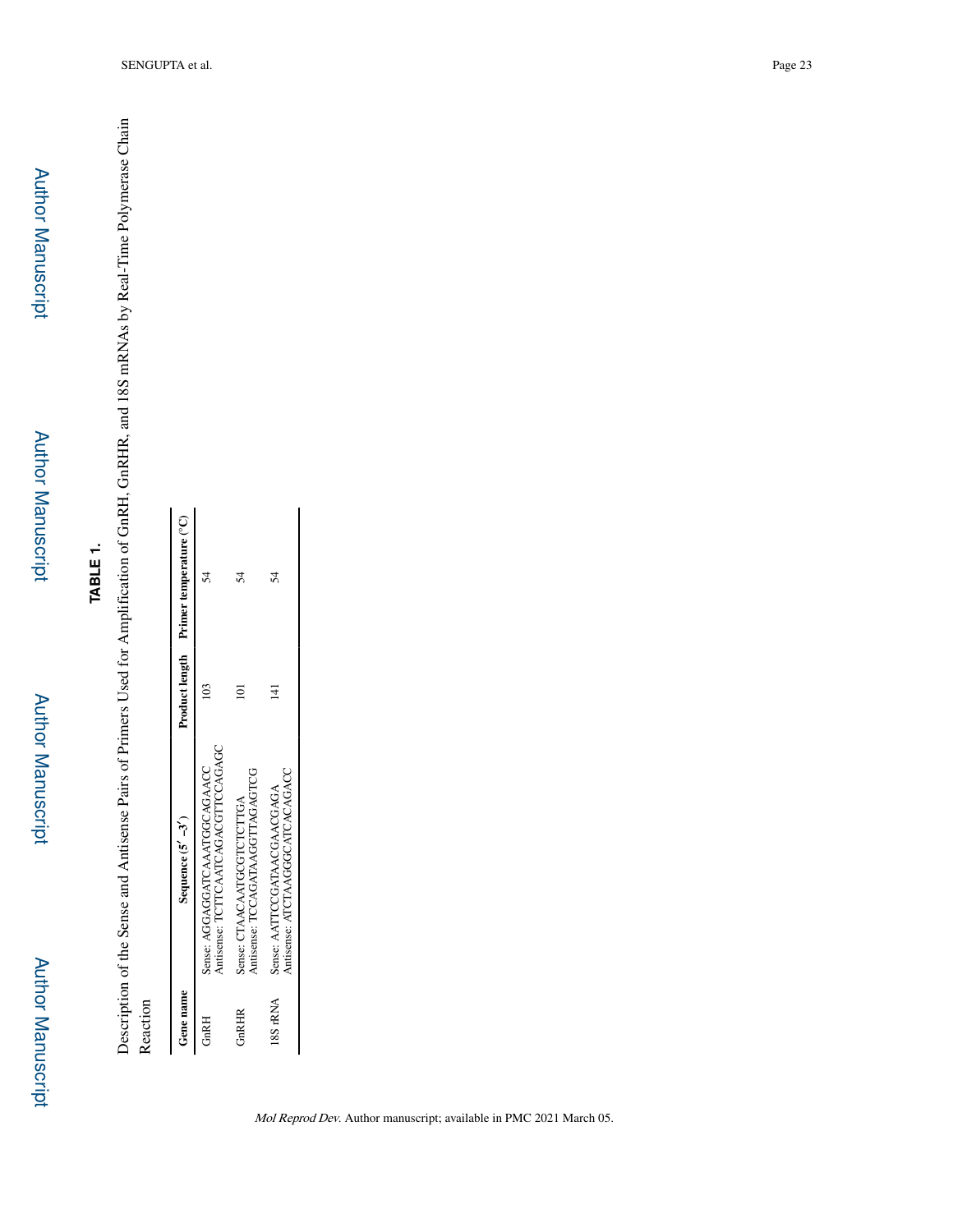## TABLE 1.

Description of the Sense and Antisense Pairs of Primers Used for Amplification of GnRH, GnRHR, and 18S mRNAs by Real-Time Polymerase Chain Reaction

| Gene name | Sequence (5′ –3′) | Product length | Primer temperature (°C) |
|---|---|---|---|
| GnRH | Sense: AGGAGGATCAAATGGCAGAACC<br>Antisense: TCTTCAATCAGACGTTCCAGAGC | 103 | 54 |
| GnRHR | Sense: CTAACAATGCGTCTCTTGA<br>Antisense: TCCAGATAAGGTTAGAGTCG | 101 | 54 |
| 18S rRNA | Sense: AATTCCGATAACGAACGAGA<br>Antisense: ATCTAAGGGCATCACAGACC | 141 | 54 |